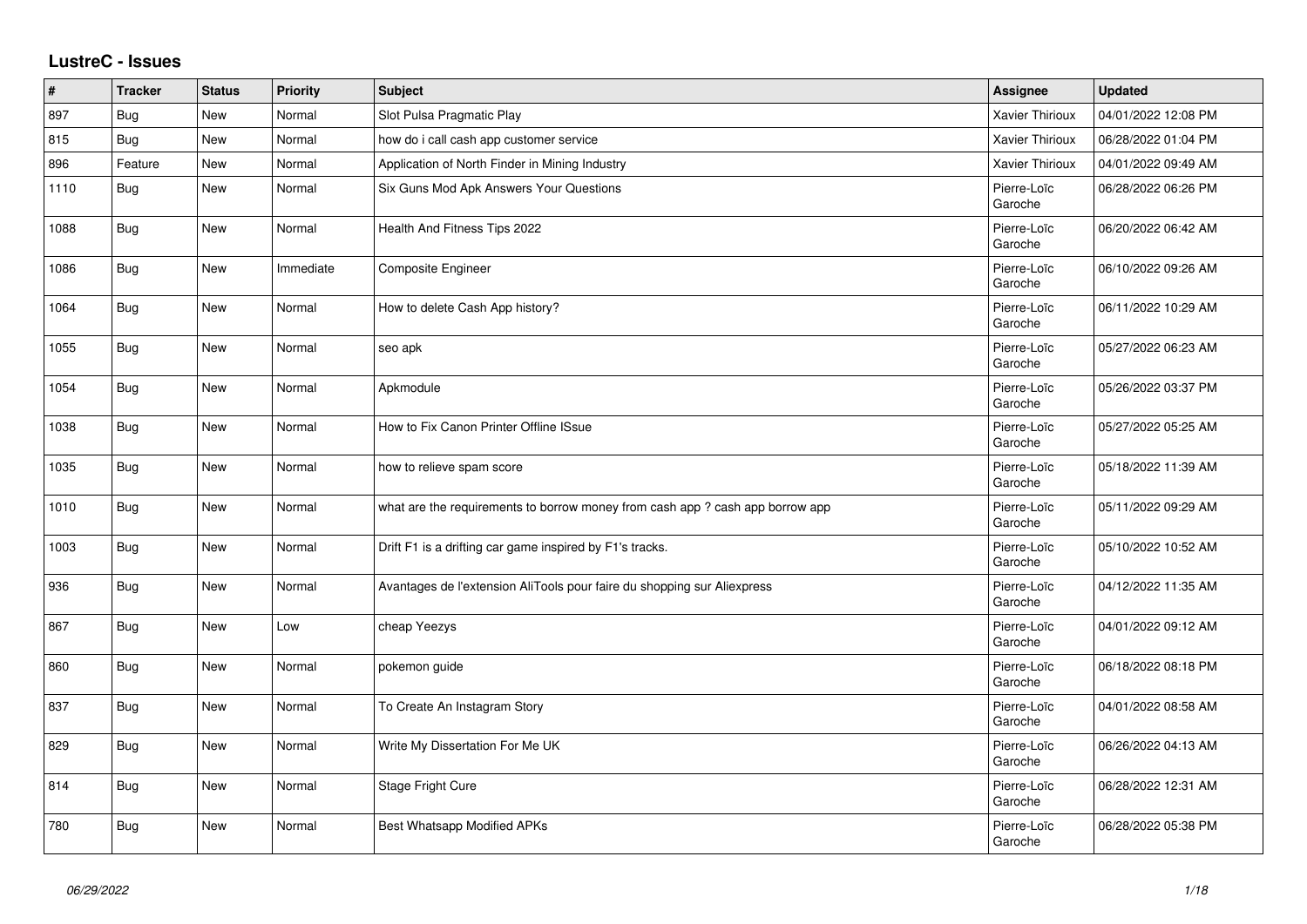## LustreC - Issues

| # | Tracker | Status | Priority | Subject | Assignee | Updated |
|---|---|---|---|---|---|---|
| 897 | Bug | New | Normal | Slot Pulsa Pragmatic Play | Xavier Thirioux | 04/01/2022 12:08 PM |
| 815 | Bug | New | Normal | how do i call cash app customer service | Xavier Thirioux | 06/28/2022 01:04 PM |
| 896 | Feature | New | Normal | Application of North Finder in Mining Industry | Xavier Thirioux | 04/01/2022 09:49 AM |
| 1110 | Bug | New | Normal | Six Guns Mod Apk Answers Your Questions | Pierre-Loïc Garoche | 06/28/2022 06:26 PM |
| 1088 | Bug | New | Normal | Health And Fitness Tips 2022 | Pierre-Loïc Garoche | 06/20/2022 06:42 AM |
| 1086 | Bug | New | Immediate | Composite Engineer | Pierre-Loïc Garoche | 06/10/2022 09:26 AM |
| 1064 | Bug | New | Normal | How to delete Cash App history? | Pierre-Loïc Garoche | 06/11/2022 10:29 AM |
| 1055 | Bug | New | Normal | seo apk | Pierre-Loïc Garoche | 05/27/2022 06:23 AM |
| 1054 | Bug | New | Normal | Apkmodule | Pierre-Loïc Garoche | 05/26/2022 03:37 PM |
| 1038 | Bug | New | Normal | How to Fix Canon Printer Offline ISsue | Pierre-Loïc Garoche | 05/27/2022 05:25 AM |
| 1035 | Bug | New | Normal | how to relieve spam score | Pierre-Loïc Garoche | 05/18/2022 11:39 AM |
| 1010 | Bug | New | Normal | what are the requirements to borrow money from cash app ? cash app borrow app | Pierre-Loïc Garoche | 05/11/2022 09:29 AM |
| 1003 | Bug | New | Normal | Drift F1 is a drifting car game inspired by F1's tracks. | Pierre-Loïc Garoche | 05/10/2022 10:52 AM |
| 936 | Bug | New | Normal | Avantages de l'extension AliTools pour faire du shopping sur Aliexpress | Pierre-Loïc Garoche | 04/12/2022 11:35 AM |
| 867 | Bug | New | Low | cheap Yeezys | Pierre-Loïc Garoche | 04/01/2022 09:12 AM |
| 860 | Bug | New | Normal | pokemon guide | Pierre-Loïc Garoche | 06/18/2022 08:18 PM |
| 837 | Bug | New | Normal | To Create An Instagram Story | Pierre-Loïc Garoche | 04/01/2022 08:58 AM |
| 829 | Bug | New | Normal | Write My Dissertation For Me UK | Pierre-Loïc Garoche | 06/26/2022 04:13 AM |
| 814 | Bug | New | Normal | Stage Fright Cure | Pierre-Loïc Garoche | 06/28/2022 12:31 AM |
| 780 | Bug | New | Normal | Best Whatsapp Modified APKs | Pierre-Loïc Garoche | 06/28/2022 05:38 PM |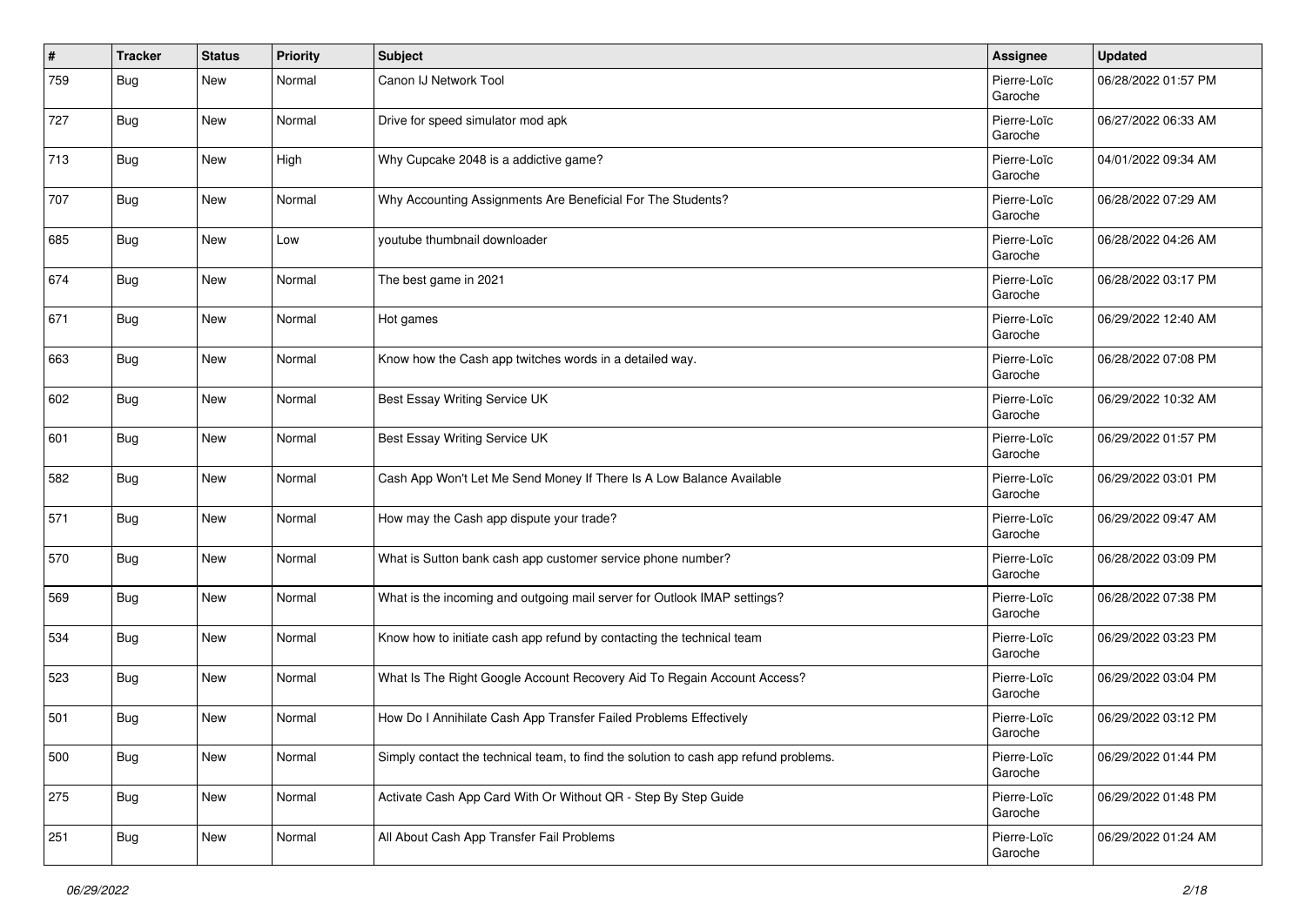| # | Tracker | Status | Priority | Subject | Assignee | Updated |
|---|---|---|---|---|---|---|
| 759 | Bug | New | Normal | Canon IJ Network Tool | Pierre-Loïc Garoche | 06/28/2022 01:57 PM |
| 727 | Bug | New | Normal | Drive for speed simulator mod apk | Pierre-Loïc Garoche | 06/27/2022 06:33 AM |
| 713 | Bug | New | High | Why Cupcake 2048 is a addictive game? | Pierre-Loïc Garoche | 04/01/2022 09:34 AM |
| 707 | Bug | New | Normal | Why Accounting Assignments Are Beneficial For The Students? | Pierre-Loïc Garoche | 06/28/2022 07:29 AM |
| 685 | Bug | New | Low | youtube thumbnail downloader | Pierre-Loïc Garoche | 06/28/2022 04:26 AM |
| 674 | Bug | New | Normal | The best game in 2021 | Pierre-Loïc Garoche | 06/28/2022 03:17 PM |
| 671 | Bug | New | Normal | Hot games | Pierre-Loïc Garoche | 06/29/2022 12:40 AM |
| 663 | Bug | New | Normal | Know how the Cash app twitches words in a detailed way. | Pierre-Loïc Garoche | 06/28/2022 07:08 PM |
| 602 | Bug | New | Normal | Best Essay Writing Service UK | Pierre-Loïc Garoche | 06/29/2022 10:32 AM |
| 601 | Bug | New | Normal | Best Essay Writing Service UK | Pierre-Loïc Garoche | 06/29/2022 01:57 PM |
| 582 | Bug | New | Normal | Cash App Won't Let Me Send Money If There Is A Low Balance Available | Pierre-Loïc Garoche | 06/29/2022 03:01 PM |
| 571 | Bug | New | Normal | How may the Cash app dispute your trade? | Pierre-Loïc Garoche | 06/29/2022 09:47 AM |
| 570 | Bug | New | Normal | What is Sutton bank cash app customer service phone number? | Pierre-Loïc Garoche | 06/28/2022 03:09 PM |
| 569 | Bug | New | Normal | What is the incoming and outgoing mail server for Outlook IMAP settings? | Pierre-Loïc Garoche | 06/28/2022 07:38 PM |
| 534 | Bug | New | Normal | Know how to initiate cash app refund by contacting the technical team | Pierre-Loïc Garoche | 06/29/2022 03:23 PM |
| 523 | Bug | New | Normal | What Is The Right Google Account Recovery Aid To Regain Account Access? | Pierre-Loïc Garoche | 06/29/2022 03:04 PM |
| 501 | Bug | New | Normal | How Do I Annihilate Cash App Transfer Failed Problems Effectively | Pierre-Loïc Garoche | 06/29/2022 03:12 PM |
| 500 | Bug | New | Normal | Simply contact the technical team, to find the solution to cash app refund problems. | Pierre-Loïc Garoche | 06/29/2022 01:44 PM |
| 275 | Bug | New | Normal | Activate Cash App Card With Or Without QR - Step By Step Guide | Pierre-Loïc Garoche | 06/29/2022 01:48 PM |
| 251 | Bug | New | Normal | All About Cash App Transfer Fail Problems | Pierre-Loïc Garoche | 06/29/2022 01:24 AM |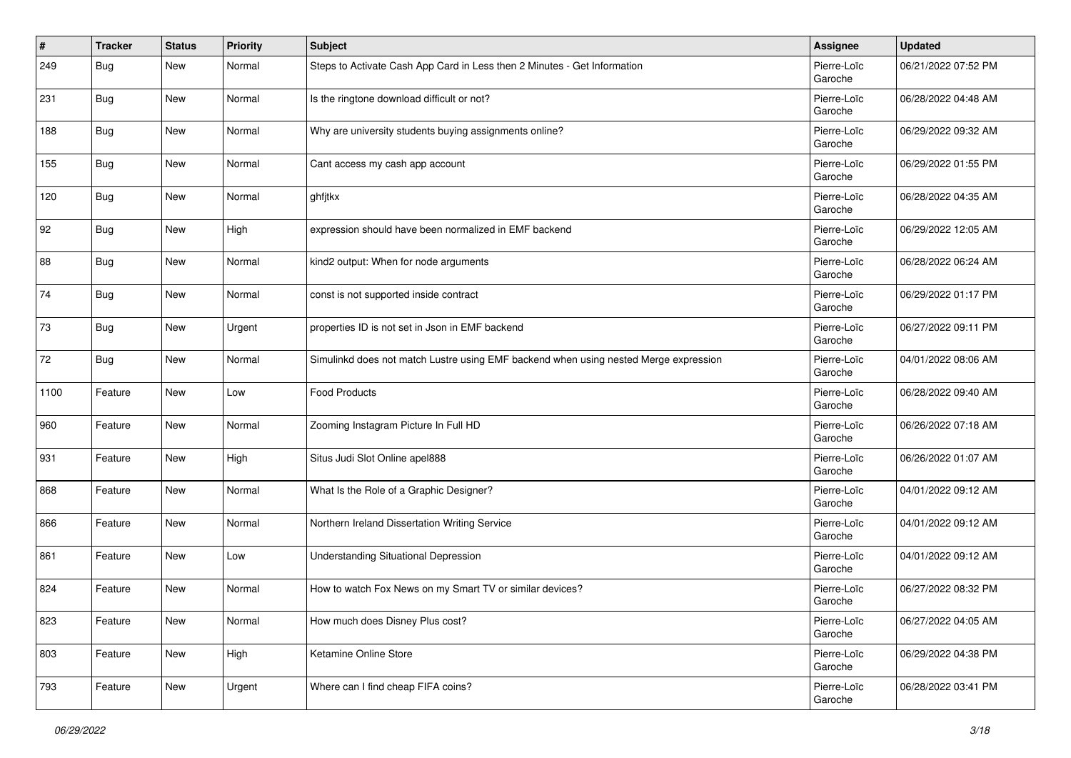| # | Tracker | Status | Priority | Subject | Assignee | Updated |
|---|---|---|---|---|---|---|
| 249 | Bug | New | Normal | Steps to Activate Cash App Card in Less then 2 Minutes - Get Information | Pierre-Loïc Garoche | 06/21/2022 07:52 PM |
| 231 | Bug | New | Normal | Is the ringtone download difficult or not? | Pierre-Loïc Garoche | 06/28/2022 04:48 AM |
| 188 | Bug | New | Normal | Why are university students buying assignments online? | Pierre-Loïc Garoche | 06/29/2022 09:32 AM |
| 155 | Bug | New | Normal | Cant access my cash app account | Pierre-Loïc Garoche | 06/29/2022 01:55 PM |
| 120 | Bug | New | Normal | ghfjtkx | Pierre-Loïc Garoche | 06/28/2022 04:35 AM |
| 92 | Bug | New | High | expression should have been normalized in EMF backend | Pierre-Loïc Garoche | 06/29/2022 12:05 AM |
| 88 | Bug | New | Normal | kind2 output: When for node arguments | Pierre-Loïc Garoche | 06/28/2022 06:24 AM |
| 74 | Bug | New | Normal | const is not supported inside contract | Pierre-Loïc Garoche | 06/29/2022 01:17 PM |
| 73 | Bug | New | Urgent | properties ID is not set in Json in EMF backend | Pierre-Loïc Garoche | 06/27/2022 09:11 PM |
| 72 | Bug | New | Normal | Simulinkd does not match Lustre using EMF backend when using nested Merge expression | Pierre-Loïc Garoche | 04/01/2022 08:06 AM |
| 1100 | Feature | New | Low | Food Products | Pierre-Loïc Garoche | 06/28/2022 09:40 AM |
| 960 | Feature | New | Normal | Zooming Instagram Picture In Full HD | Pierre-Loïc Garoche | 06/26/2022 07:18 AM |
| 931 | Feature | New | High | Situs Judi Slot Online apel888 | Pierre-Loïc Garoche | 06/26/2022 01:07 AM |
| 868 | Feature | New | Normal | What Is the Role of a Graphic Designer? | Pierre-Loïc Garoche | 04/01/2022 09:12 AM |
| 866 | Feature | New | Normal | Northern Ireland Dissertation Writing Service | Pierre-Loïc Garoche | 04/01/2022 09:12 AM |
| 861 | Feature | New | Low | Understanding Situational Depression | Pierre-Loïc Garoche | 04/01/2022 09:12 AM |
| 824 | Feature | New | Normal | How to watch Fox News on my Smart TV or similar devices? | Pierre-Loïc Garoche | 06/27/2022 08:32 PM |
| 823 | Feature | New | Normal | How much does Disney Plus cost? | Pierre-Loïc Garoche | 06/27/2022 04:05 AM |
| 803 | Feature | New | High | Ketamine Online Store | Pierre-Loïc Garoche | 06/29/2022 04:38 PM |
| 793 | Feature | New | Urgent | Where can I find cheap FIFA coins? | Pierre-Loïc Garoche | 06/28/2022 03:41 PM |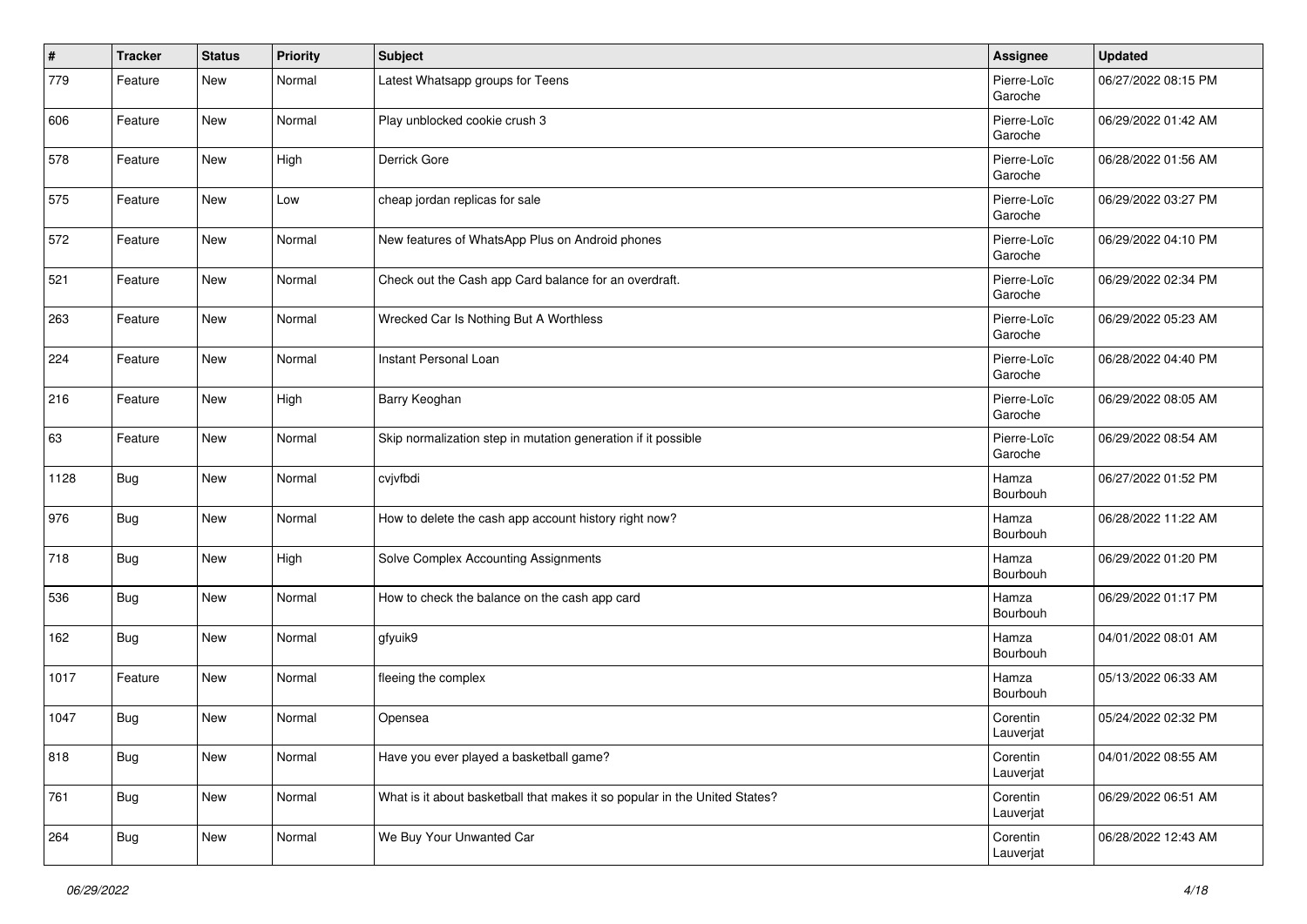| # | Tracker | Status | Priority | Subject | Assignee | Updated |
|---|---|---|---|---|---|---|
| 779 | Feature | New | Normal | Latest Whatsapp groups for Teens | Pierre-Loïc Garoche | 06/27/2022 08:15 PM |
| 606 | Feature | New | Normal | Play unblocked cookie crush 3 | Pierre-Loïc Garoche | 06/29/2022 01:42 AM |
| 578 | Feature | New | High | Derrick Gore | Pierre-Loïc Garoche | 06/28/2022 01:56 AM |
| 575 | Feature | New | Low | cheap jordan replicas for sale | Pierre-Loïc Garoche | 06/29/2022 03:27 PM |
| 572 | Feature | New | Normal | New features of WhatsApp Plus on Android phones | Pierre-Loïc Garoche | 06/29/2022 04:10 PM |
| 521 | Feature | New | Normal | Check out the Cash app Card balance for an overdraft. | Pierre-Loïc Garoche | 06/29/2022 02:34 PM |
| 263 | Feature | New | Normal | Wrecked Car Is Nothing But A Worthless | Pierre-Loïc Garoche | 06/29/2022 05:23 AM |
| 224 | Feature | New | Normal | Instant Personal Loan | Pierre-Loïc Garoche | 06/28/2022 04:40 PM |
| 216 | Feature | New | High | Barry Keoghan | Pierre-Loïc Garoche | 06/29/2022 08:05 AM |
| 63 | Feature | New | Normal | Skip normalization step in mutation generation if it possible | Pierre-Loïc Garoche | 06/29/2022 08:54 AM |
| 1128 | Bug | New | Normal | cvjvfbdi | Hamza Bourbouh | 06/27/2022 01:52 PM |
| 976 | Bug | New | Normal | How to delete the cash app account history right now? | Hamza Bourbouh | 06/28/2022 11:22 AM |
| 718 | Bug | New | High | Solve Complex Accounting Assignments | Hamza Bourbouh | 06/29/2022 01:20 PM |
| 536 | Bug | New | Normal | How to check the balance on the cash app card | Hamza Bourbouh | 06/29/2022 01:17 PM |
| 162 | Bug | New | Normal | gfyuik9 | Hamza Bourbouh | 04/01/2022 08:01 AM |
| 1017 | Feature | New | Normal | fleeing the complex | Hamza Bourbouh | 05/13/2022 06:33 AM |
| 1047 | Bug | New | Normal | Opensea | Corentin Lauverjat | 05/24/2022 02:32 PM |
| 818 | Bug | New | Normal | Have you ever played a basketball game? | Corentin Lauverjat | 04/01/2022 08:55 AM |
| 761 | Bug | New | Normal | What is it about basketball that makes it so popular in the United States? | Corentin Lauverjat | 06/29/2022 06:51 AM |
| 264 | Bug | New | Normal | We Buy Your Unwanted Car | Corentin Lauverjat | 06/28/2022 12:43 AM |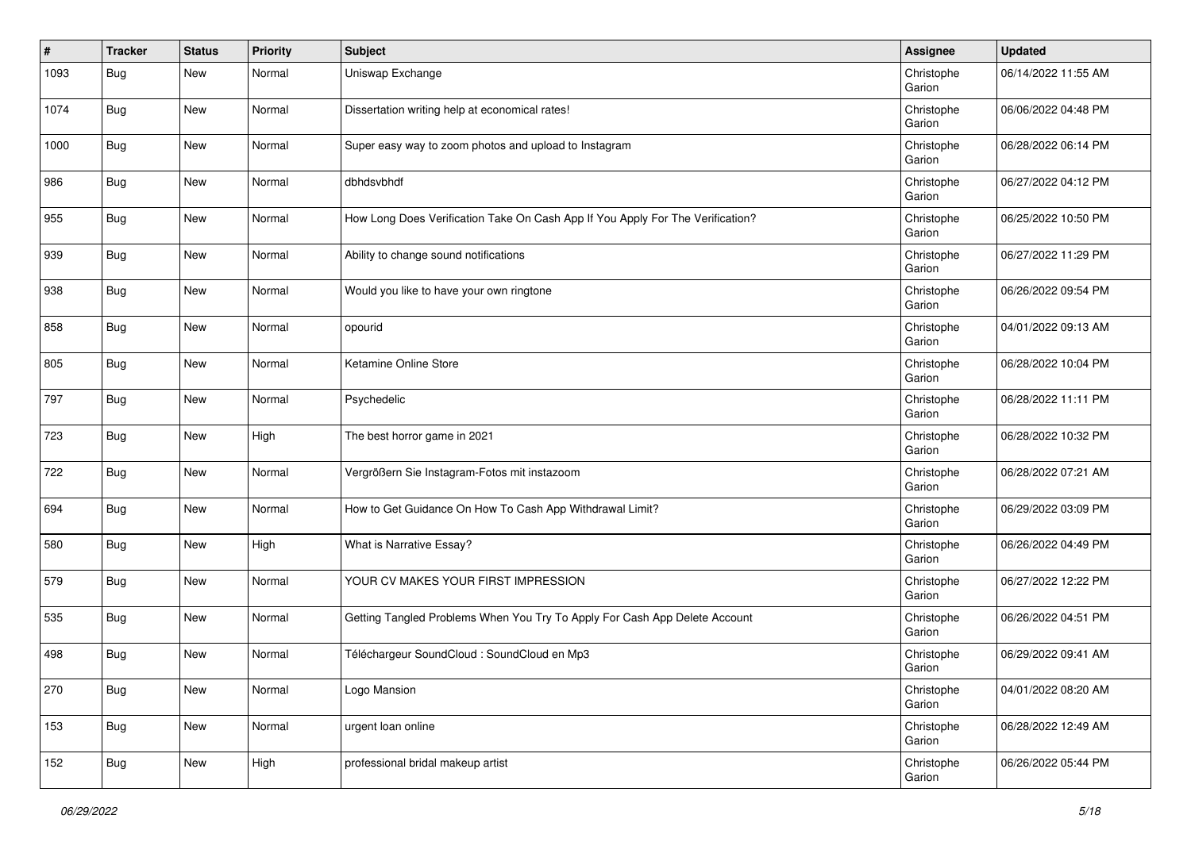| # | Tracker | Status | Priority | Subject | Assignee | Updated |
|---|---|---|---|---|---|---|
| 1093 | Bug | New | Normal | Uniswap Exchange | Christophe Garion | 06/14/2022 11:55 AM |
| 1074 | Bug | New | Normal | Dissertation writing help at economical rates! | Christophe Garion | 06/06/2022 04:48 PM |
| 1000 | Bug | New | Normal | Super easy way to zoom photos and upload to Instagram | Christophe Garion | 06/28/2022 06:14 PM |
| 986 | Bug | New | Normal | dbhdsvbhdf | Christophe Garion | 06/27/2022 04:12 PM |
| 955 | Bug | New | Normal | How Long Does Verification Take On Cash App If You Apply For The Verification? | Christophe Garion | 06/25/2022 10:50 PM |
| 939 | Bug | New | Normal | Ability to change sound notifications | Christophe Garion | 06/27/2022 11:29 PM |
| 938 | Bug | New | Normal | Would you like to have your own ringtone | Christophe Garion | 06/26/2022 09:54 PM |
| 858 | Bug | New | Normal | opourid | Christophe Garion | 04/01/2022 09:13 AM |
| 805 | Bug | New | Normal | Ketamine Online Store | Christophe Garion | 06/28/2022 10:04 PM |
| 797 | Bug | New | Normal | Psychedelic | Christophe Garion | 06/28/2022 11:11 PM |
| 723 | Bug | New | High | The best horror game in 2021 | Christophe Garion | 06/28/2022 10:32 PM |
| 722 | Bug | New | Normal | Vergrößern Sie Instagram-Fotos mit instazoom | Christophe Garion | 06/28/2022 07:21 AM |
| 694 | Bug | New | Normal | How to Get Guidance On How To Cash App Withdrawal Limit? | Christophe Garion | 06/29/2022 03:09 PM |
| 580 | Bug | New | High | What is Narrative Essay? | Christophe Garion | 06/26/2022 04:49 PM |
| 579 | Bug | New | Normal | YOUR CV MAKES YOUR FIRST IMPRESSION | Christophe Garion | 06/27/2022 12:22 PM |
| 535 | Bug | New | Normal | Getting Tangled Problems When You Try To Apply For Cash App Delete Account | Christophe Garion | 06/26/2022 04:51 PM |
| 498 | Bug | New | Normal | Téléchargeur SoundCloud : SoundCloud en Mp3 | Christophe Garion | 06/29/2022 09:41 AM |
| 270 | Bug | New | Normal | Logo Mansion | Christophe Garion | 04/01/2022 08:20 AM |
| 153 | Bug | New | Normal | urgent loan online | Christophe Garion | 06/28/2022 12:49 AM |
| 152 | Bug | New | High | professional bridal makeup artist | Christophe Garion | 06/26/2022 05:44 PM |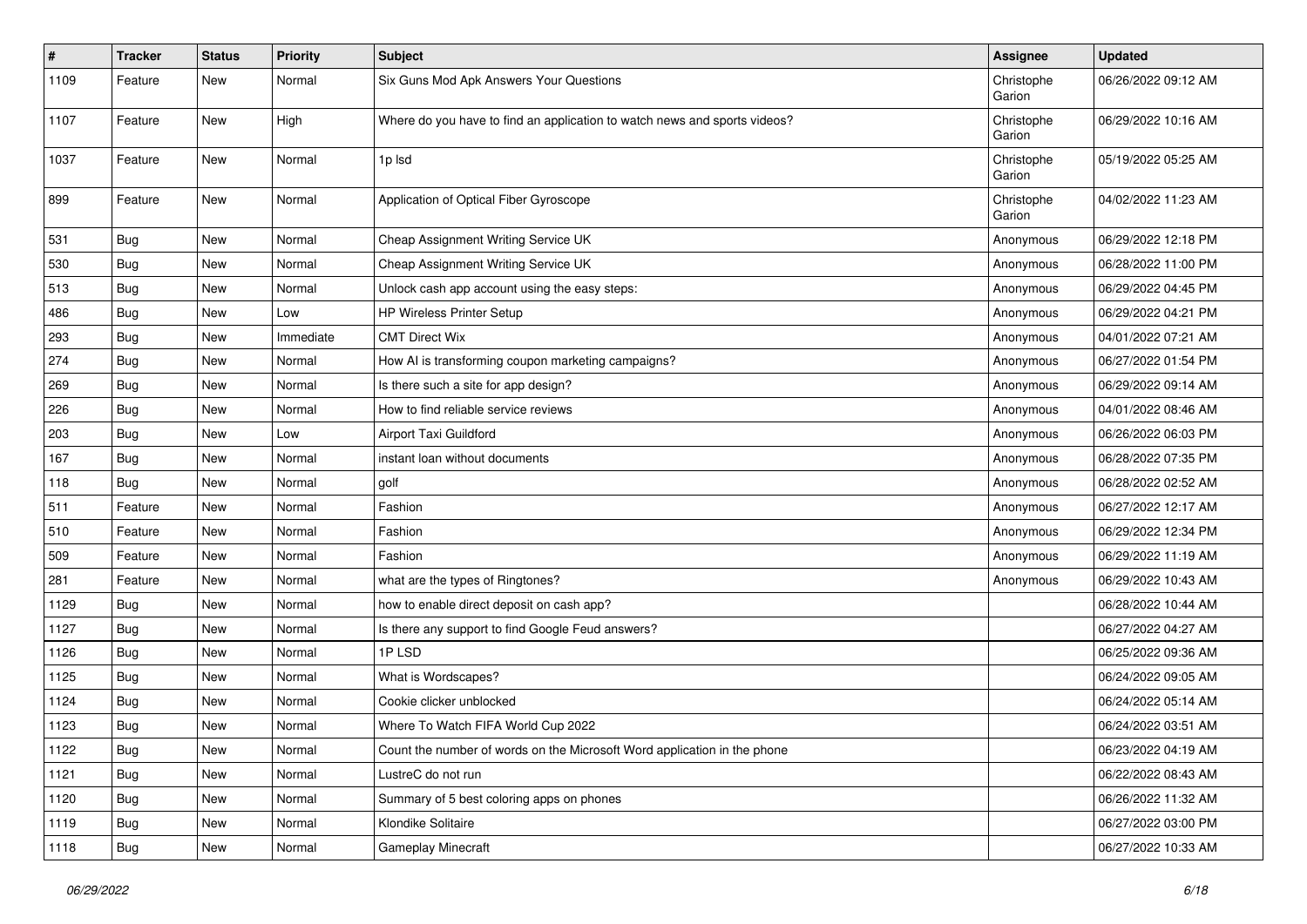| # | Tracker | Status | Priority | Subject | Assignee | Updated |
|---|---|---|---|---|---|---|
| 1109 | Feature | New | Normal | Six Guns Mod Apk Answers Your Questions | Christophe Garion | 06/26/2022 09:12 AM |
| 1107 | Feature | New | High | Where do you have to find an application to watch news and sports videos? | Christophe Garion | 06/29/2022 10:16 AM |
| 1037 | Feature | New | Normal | 1p lsd | Christophe Garion | 05/19/2022 05:25 AM |
| 899 | Feature | New | Normal | Application of Optical Fiber Gyroscope | Christophe Garion | 04/02/2022 11:23 AM |
| 531 | Bug | New | Normal | Cheap Assignment Writing Service UK | Anonymous | 06/29/2022 12:18 PM |
| 530 | Bug | New | Normal | Cheap Assignment Writing Service UK | Anonymous | 06/28/2022 11:00 PM |
| 513 | Bug | New | Normal | Unlock cash app account using the easy steps: | Anonymous | 06/29/2022 04:45 PM |
| 486 | Bug | New | Low | HP Wireless Printer Setup | Anonymous | 06/29/2022 04:21 PM |
| 293 | Bug | New | Immediate | CMT Direct Wix | Anonymous | 04/01/2022 07:21 AM |
| 274 | Bug | New | Normal | How AI is transforming coupon marketing campaigns? | Anonymous | 06/27/2022 01:54 PM |
| 269 | Bug | New | Normal | Is there such a site for app design? | Anonymous | 06/29/2022 09:14 AM |
| 226 | Bug | New | Normal | How to find reliable service reviews | Anonymous | 04/01/2022 08:46 AM |
| 203 | Bug | New | Low | Airport Taxi Guildford | Anonymous | 06/26/2022 06:03 PM |
| 167 | Bug | New | Normal | instant loan without documents | Anonymous | 06/28/2022 07:35 PM |
| 118 | Bug | New | Normal | golf | Anonymous | 06/28/2022 02:52 AM |
| 511 | Feature | New | Normal | Fashion | Anonymous | 06/27/2022 12:17 AM |
| 510 | Feature | New | Normal | Fashion | Anonymous | 06/29/2022 12:34 PM |
| 509 | Feature | New | Normal | Fashion | Anonymous | 06/29/2022 11:19 AM |
| 281 | Feature | New | Normal | what are the types of Ringtones? | Anonymous | 06/29/2022 10:43 AM |
| 1129 | Bug | New | Normal | how to enable direct deposit on cash app? | | 06/28/2022 10:44 AM |
| 1127 | Bug | New | Normal | Is there any support to find Google Feud answers? | | 06/27/2022 04:27 AM |
| 1126 | Bug | New | Normal | 1P LSD | | 06/25/2022 09:36 AM |
| 1125 | Bug | New | Normal | What is Wordscapes? | | 06/24/2022 09:05 AM |
| 1124 | Bug | New | Normal | Cookie clicker unblocked | | 06/24/2022 05:14 AM |
| 1123 | Bug | New | Normal | Where To Watch FIFA World Cup 2022 | | 06/24/2022 03:51 AM |
| 1122 | Bug | New | Normal | Count the number of words on the Microsoft Word application in the phone | | 06/23/2022 04:19 AM |
| 1121 | Bug | New | Normal | LustreC do not run | | 06/22/2022 08:43 AM |
| 1120 | Bug | New | Normal | Summary of 5 best coloring apps on phones | | 06/26/2022 11:32 AM |
| 1119 | Bug | New | Normal | Klondike Solitaire | | 06/27/2022 03:00 PM |
| 1118 | Bug | New | Normal | Gameplay Minecraft | | 06/27/2022 10:33 AM |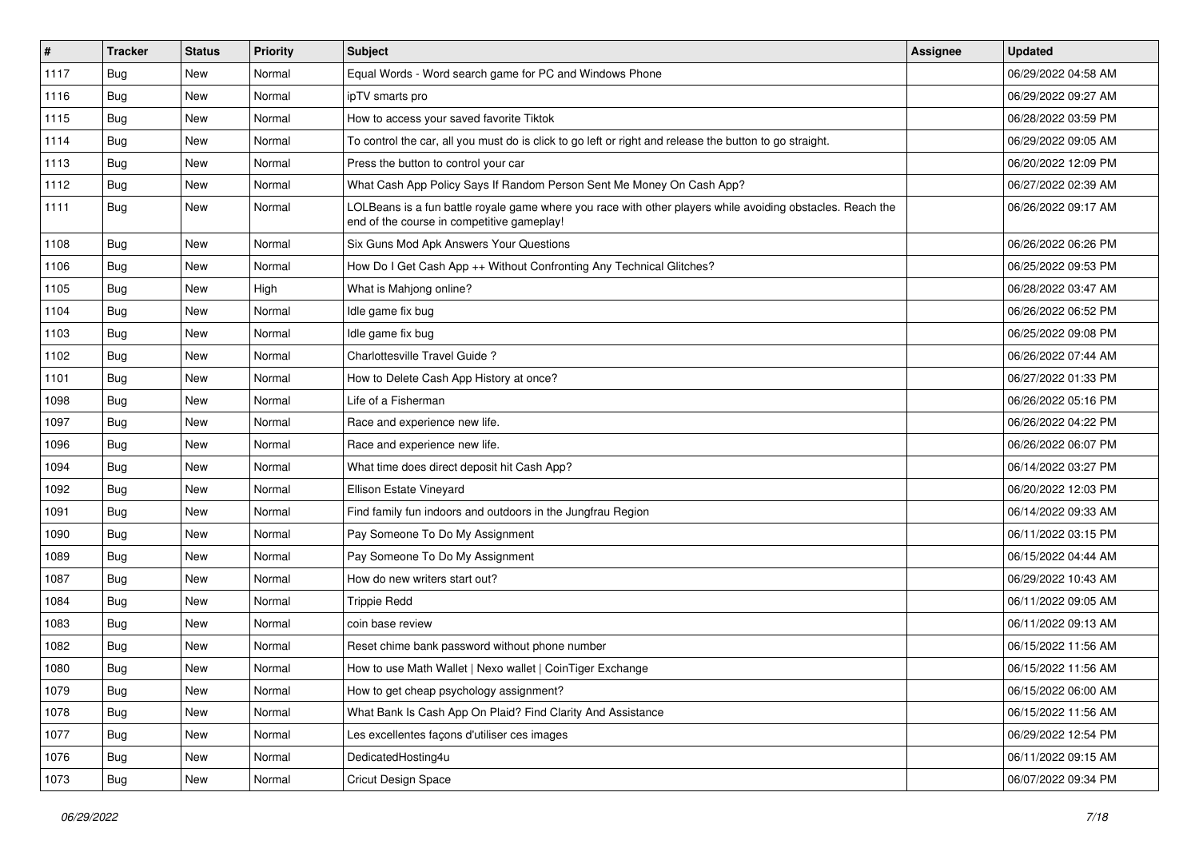| # | Tracker | Status | Priority | Subject | Assignee | Updated |
| --- | --- | --- | --- | --- | --- | --- |
| 1117 | Bug | New | Normal | Equal Words - Word search game for PC and Windows Phone | | 06/29/2022 04:58 AM |
| 1116 | Bug | New | Normal | ipTV smarts pro | | 06/29/2022 09:27 AM |
| 1115 | Bug | New | Normal | How to access your saved favorite Tiktok | | 06/28/2022 03:59 PM |
| 1114 | Bug | New | Normal | To control the car, all you must do is click to go left or right and release the button to go straight. | | 06/29/2022 09:05 AM |
| 1113 | Bug | New | Normal | Press the button to control your car | | 06/20/2022 12:09 PM |
| 1112 | Bug | New | Normal | What Cash App Policy Says If Random Person Sent Me Money On Cash App? | | 06/27/2022 02:39 AM |
| 1111 | Bug | New | Normal | LOLBeans is a fun battle royale game where you race with other players while avoiding obstacles. Reach the end of the course in competitive gameplay! | | 06/26/2022 09:17 AM |
| 1108 | Bug | New | Normal | Six Guns Mod Apk Answers Your Questions | | 06/26/2022 06:26 PM |
| 1106 | Bug | New | Normal | How Do I Get Cash App ++ Without Confronting Any Technical Glitches? | | 06/25/2022 09:53 PM |
| 1105 | Bug | New | High | What is Mahjong online? | | 06/28/2022 03:47 AM |
| 1104 | Bug | New | Normal | Idle game fix bug | | 06/26/2022 06:52 PM |
| 1103 | Bug | New | Normal | Idle game fix bug | | 06/25/2022 09:08 PM |
| 1102 | Bug | New | Normal | Charlottesville Travel Guide ? | | 06/26/2022 07:44 AM |
| 1101 | Bug | New | Normal | How to Delete Cash App History at once? | | 06/27/2022 01:33 PM |
| 1098 | Bug | New | Normal | Life of a Fisherman | | 06/26/2022 05:16 PM |
| 1097 | Bug | New | Normal | Race and experience new life. | | 06/26/2022 04:22 PM |
| 1096 | Bug | New | Normal | Race and experience new life. | | 06/26/2022 06:07 PM |
| 1094 | Bug | New | Normal | What time does direct deposit hit Cash App? | | 06/14/2022 03:27 PM |
| 1092 | Bug | New | Normal | Ellison Estate Vineyard | | 06/20/2022 12:03 PM |
| 1091 | Bug | New | Normal | Find family fun indoors and outdoors in the Jungfrau Region | | 06/14/2022 09:33 AM |
| 1090 | Bug | New | Normal | Pay Someone To Do My Assignment | | 06/11/2022 03:15 PM |
| 1089 | Bug | New | Normal | Pay Someone To Do My Assignment | | 06/15/2022 04:44 AM |
| 1087 | Bug | New | Normal | How do new writers start out? | | 06/29/2022 10:43 AM |
| 1084 | Bug | New | Normal | Trippie Redd | | 06/11/2022 09:05 AM |
| 1083 | Bug | New | Normal | coin base review | | 06/11/2022 09:13 AM |
| 1082 | Bug | New | Normal | Reset chime bank password without phone number | | 06/15/2022 11:56 AM |
| 1080 | Bug | New | Normal | How to use Math Wallet \| Nexo wallet \| CoinTiger Exchange | | 06/15/2022 11:56 AM |
| 1079 | Bug | New | Normal | How to get cheap psychology assignment? | | 06/15/2022 06:00 AM |
| 1078 | Bug | New | Normal | What Bank Is Cash App On Plaid? Find Clarity And Assistance | | 06/15/2022 11:56 AM |
| 1077 | Bug | New | Normal | Les excellentes façons d'utiliser ces images | | 06/29/2022 12:54 PM |
| 1076 | Bug | New | Normal | DedicatedHosting4u | | 06/11/2022 09:15 AM |
| 1073 | Bug | New | Normal | Cricut Design Space | | 06/07/2022 09:34 PM |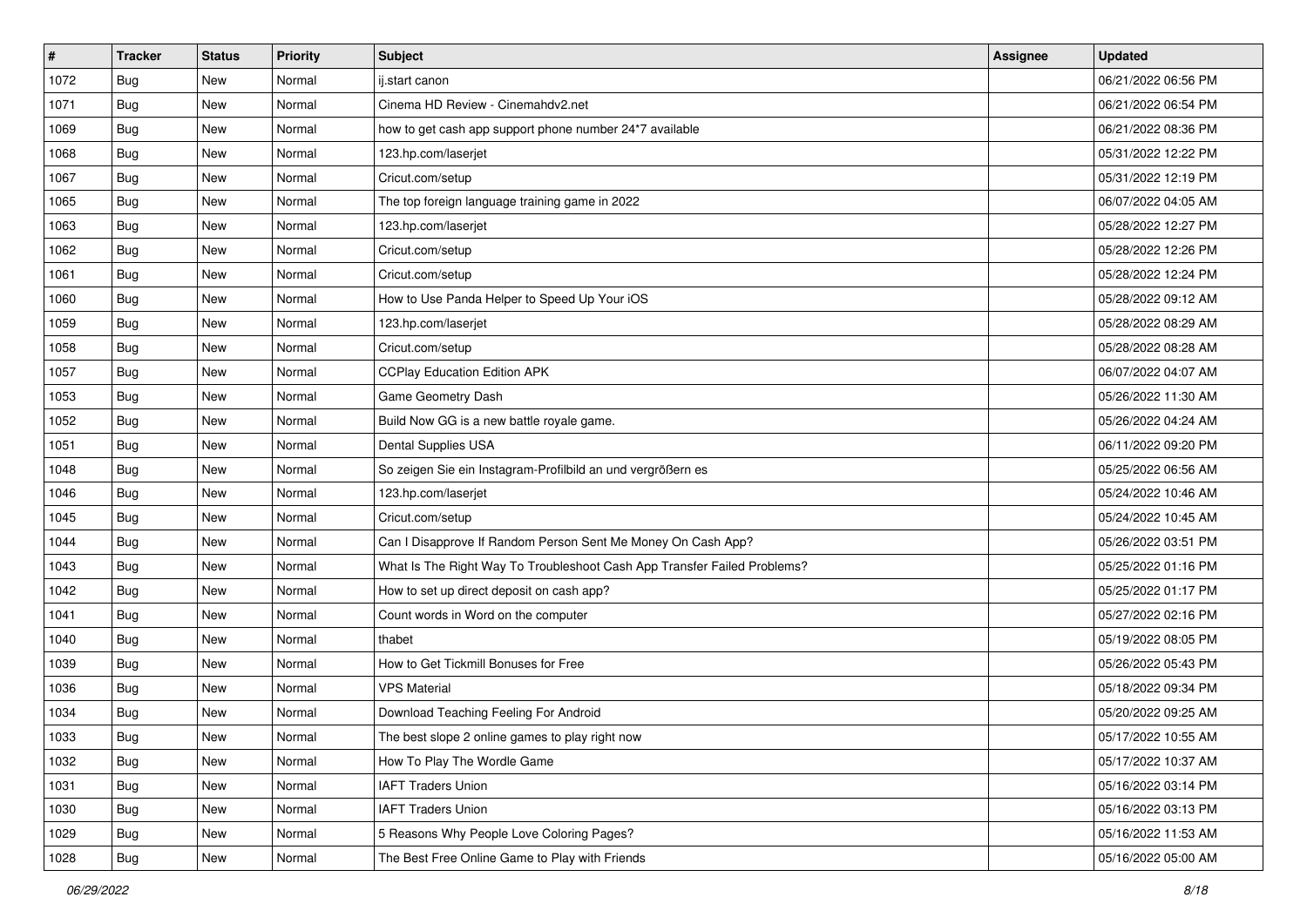| # | Tracker | Status | Priority | Subject | Assignee | Updated |
|---|---|---|---|---|---|---|
| 1072 | Bug | New | Normal | ij.start canon | | 06/21/2022 06:56 PM |
| 1071 | Bug | New | Normal | Cinema HD Review - Cinemahdv2.net | | 06/21/2022 06:54 PM |
| 1069 | Bug | New | Normal | how to get cash app support phone number 24*7 available | | 06/21/2022 08:36 PM |
| 1068 | Bug | New | Normal | 123.hp.com/laserjet | | 05/31/2022 12:22 PM |
| 1067 | Bug | New | Normal | Cricut.com/setup | | 05/31/2022 12:19 PM |
| 1065 | Bug | New | Normal | The top foreign language training game in 2022 | | 06/07/2022 04:05 AM |
| 1063 | Bug | New | Normal | 123.hp.com/laserjet | | 05/28/2022 12:27 PM |
| 1062 | Bug | New | Normal | Cricut.com/setup | | 05/28/2022 12:26 PM |
| 1061 | Bug | New | Normal | Cricut.com/setup | | 05/28/2022 12:24 PM |
| 1060 | Bug | New | Normal | How to Use Panda Helper to Speed Up Your iOS | | 05/28/2022 09:12 AM |
| 1059 | Bug | New | Normal | 123.hp.com/laserjet | | 05/28/2022 08:29 AM |
| 1058 | Bug | New | Normal | Cricut.com/setup | | 05/28/2022 08:28 AM |
| 1057 | Bug | New | Normal | CCPlay Education Edition APK | | 06/07/2022 04:07 AM |
| 1053 | Bug | New | Normal | Game Geometry Dash | | 05/26/2022 11:30 AM |
| 1052 | Bug | New | Normal | Build Now GG is a new battle royale game. | | 05/26/2022 04:24 AM |
| 1051 | Bug | New | Normal | Dental Supplies USA | | 06/11/2022 09:20 PM |
| 1048 | Bug | New | Normal | So zeigen Sie ein Instagram-Profilbild an und vergrößern es | | 05/25/2022 06:56 AM |
| 1046 | Bug | New | Normal | 123.hp.com/laserjet | | 05/24/2022 10:46 AM |
| 1045 | Bug | New | Normal | Cricut.com/setup | | 05/24/2022 10:45 AM |
| 1044 | Bug | New | Normal | Can I Disapprove If Random Person Sent Me Money On Cash App? | | 05/26/2022 03:51 PM |
| 1043 | Bug | New | Normal | What Is The Right Way To Troubleshoot Cash App Transfer Failed Problems? | | 05/25/2022 01:16 PM |
| 1042 | Bug | New | Normal | How to set up direct deposit on cash app? | | 05/25/2022 01:17 PM |
| 1041 | Bug | New | Normal | Count words in Word on the computer | | 05/27/2022 02:16 PM |
| 1040 | Bug | New | Normal | thabet | | 05/19/2022 08:05 PM |
| 1039 | Bug | New | Normal | How to Get Tickmill Bonuses for Free | | 05/26/2022 05:43 PM |
| 1036 | Bug | New | Normal | VPS Material | | 05/18/2022 09:34 PM |
| 1034 | Bug | New | Normal | Download Teaching Feeling For Android | | 05/20/2022 09:25 AM |
| 1033 | Bug | New | Normal | The best slope 2 online games to play right now | | 05/17/2022 10:55 AM |
| 1032 | Bug | New | Normal | How To Play The Wordle Game | | 05/17/2022 10:37 AM |
| 1031 | Bug | New | Normal | IAFT Traders Union | | 05/16/2022 03:14 PM |
| 1030 | Bug | New | Normal | IAFT Traders Union | | 05/16/2022 03:13 PM |
| 1029 | Bug | New | Normal | 5 Reasons Why People Love Coloring Pages? | | 05/16/2022 11:53 AM |
| 1028 | Bug | New | Normal | The Best Free Online Game to Play with Friends | | 05/16/2022 05:00 AM |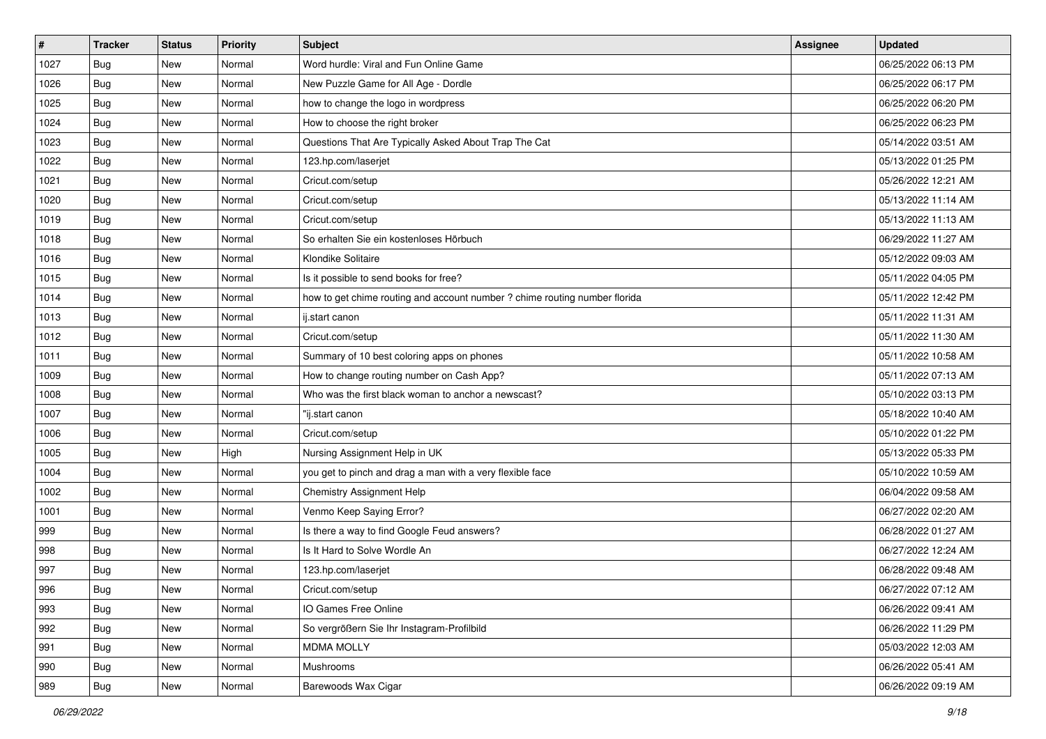| # | Tracker | Status | Priority | Subject | Assignee | Updated |
|---|---|---|---|---|---|---|
| 1027 | Bug | New | Normal | Word hurdle: Viral and Fun Online Game | | 06/25/2022 06:13 PM |
| 1026 | Bug | New | Normal | New Puzzle Game for All Age - Dordle | | 06/25/2022 06:17 PM |
| 1025 | Bug | New | Normal | how to change the logo in wordpress | | 06/25/2022 06:20 PM |
| 1024 | Bug | New | Normal | How to choose the right broker | | 06/25/2022 06:23 PM |
| 1023 | Bug | New | Normal | Questions That Are Typically Asked About Trap The Cat | | 05/14/2022 03:51 AM |
| 1022 | Bug | New | Normal | 123.hp.com/laserjet | | 05/13/2022 01:25 PM |
| 1021 | Bug | New | Normal | Cricut.com/setup | | 05/26/2022 12:21 AM |
| 1020 | Bug | New | Normal | Cricut.com/setup | | 05/13/2022 11:14 AM |
| 1019 | Bug | New | Normal | Cricut.com/setup | | 05/13/2022 11:13 AM |
| 1018 | Bug | New | Normal | So erhalten Sie ein kostenloses Hörbuch | | 06/29/2022 11:27 AM |
| 1016 | Bug | New | Normal | Klondike Solitaire | | 05/12/2022 09:03 AM |
| 1015 | Bug | New | Normal | Is it possible to send books for free? | | 05/11/2022 04:05 PM |
| 1014 | Bug | New | Normal | how to get chime routing and account number ? chime routing number florida | | 05/11/2022 12:42 PM |
| 1013 | Bug | New | Normal | ij.start canon | | 05/11/2022 11:31 AM |
| 1012 | Bug | New | Normal | Cricut.com/setup | | 05/11/2022 11:30 AM |
| 1011 | Bug | New | Normal | Summary of 10 best coloring apps on phones | | 05/11/2022 10:58 AM |
| 1009 | Bug | New | Normal | How to change routing number on Cash App? | | 05/11/2022 07:13 AM |
| 1008 | Bug | New | Normal | Who was the first black woman to anchor a newscast? | | 05/10/2022 03:13 PM |
| 1007 | Bug | New | Normal | "ij.start canon | | 05/18/2022 10:40 AM |
| 1006 | Bug | New | Normal | Cricut.com/setup | | 05/10/2022 01:22 PM |
| 1005 | Bug | New | High | Nursing Assignment Help in UK | | 05/13/2022 05:33 PM |
| 1004 | Bug | New | Normal | you get to pinch and drag a man with a very flexible face | | 05/10/2022 10:59 AM |
| 1002 | Bug | New | Normal | Chemistry Assignment Help | | 06/04/2022 09:58 AM |
| 1001 | Bug | New | Normal | Venmo Keep Saying Error? | | 06/27/2022 02:20 AM |
| 999 | Bug | New | Normal | Is there a way to find Google Feud answers? | | 06/28/2022 01:27 AM |
| 998 | Bug | New | Normal | Is It Hard to Solve Wordle An | | 06/27/2022 12:24 AM |
| 997 | Bug | New | Normal | 123.hp.com/laserjet | | 06/28/2022 09:48 AM |
| 996 | Bug | New | Normal | Cricut.com/setup | | 06/27/2022 07:12 AM |
| 993 | Bug | New | Normal | IO Games Free Online | | 06/26/2022 09:41 AM |
| 992 | Bug | New | Normal | So vergrößern Sie Ihr Instagram-Profilbild | | 06/26/2022 11:29 PM |
| 991 | Bug | New | Normal | MDMA MOLLY | | 05/03/2022 12:03 AM |
| 990 | Bug | New | Normal | Mushrooms | | 06/26/2022 05:41 AM |
| 989 | Bug | New | Normal | Barewoods Wax Cigar | | 06/26/2022 09:19 AM |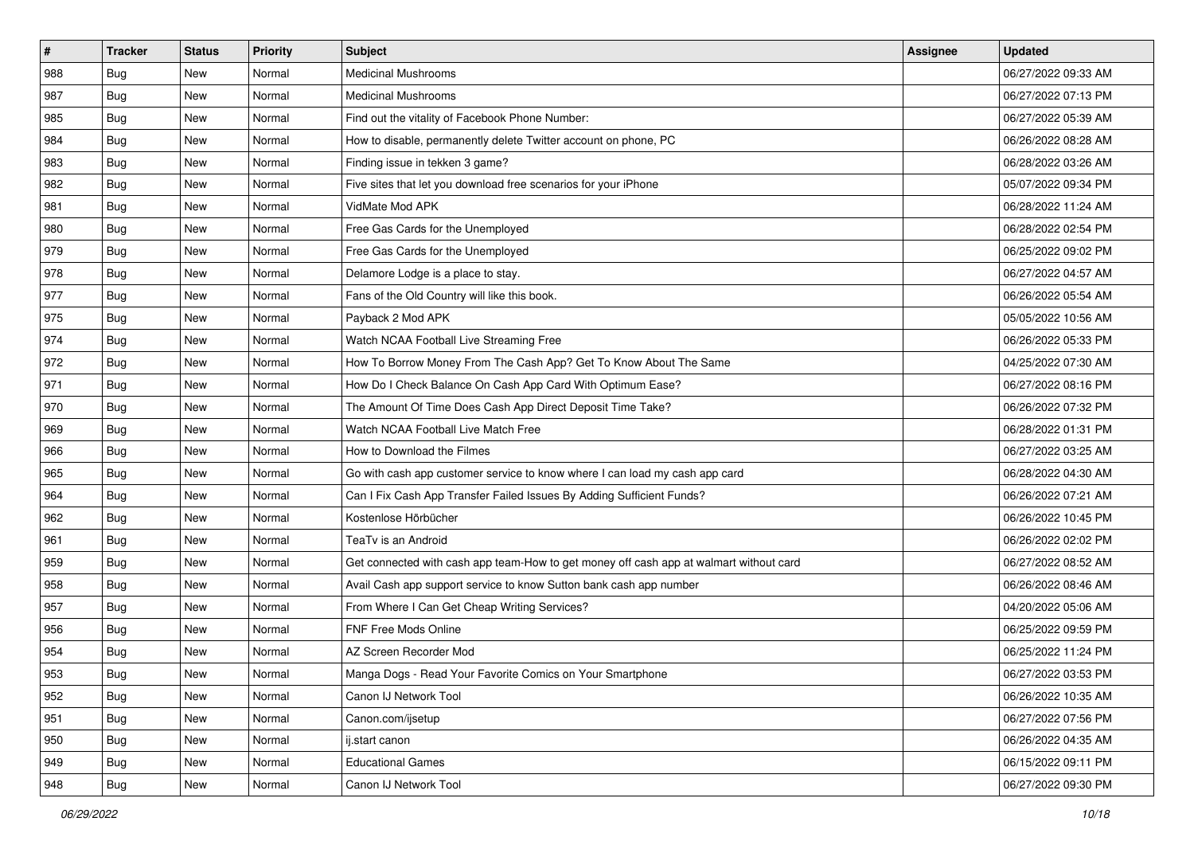| # | Tracker | Status | Priority | Subject | Assignee | Updated |
| --- | --- | --- | --- | --- | --- | --- |
| 988 | Bug | New | Normal | Medicinal Mushrooms | | 06/27/2022 09:33 AM |
| 987 | Bug | New | Normal | Medicinal Mushrooms | | 06/27/2022 07:13 PM |
| 985 | Bug | New | Normal | Find out the vitality of Facebook Phone Number: | | 06/27/2022 05:39 AM |
| 984 | Bug | New | Normal | How to disable, permanently delete Twitter account on phone, PC | | 06/26/2022 08:28 AM |
| 983 | Bug | New | Normal | Finding issue in tekken 3 game? | | 06/28/2022 03:26 AM |
| 982 | Bug | New | Normal | Five sites that let you download free scenarios for your iPhone | | 05/07/2022 09:34 PM |
| 981 | Bug | New | Normal | VidMate Mod APK | | 06/28/2022 11:24 AM |
| 980 | Bug | New | Normal | Free Gas Cards for the Unemployed | | 06/28/2022 02:54 PM |
| 979 | Bug | New | Normal | Free Gas Cards for the Unemployed | | 06/25/2022 09:02 PM |
| 978 | Bug | New | Normal | Delamore Lodge is a place to stay. | | 06/27/2022 04:57 AM |
| 977 | Bug | New | Normal | Fans of the Old Country will like this book. | | 06/26/2022 05:54 AM |
| 975 | Bug | New | Normal | Payback 2 Mod APK | | 05/05/2022 10:56 AM |
| 974 | Bug | New | Normal | Watch NCAA Football Live Streaming Free | | 06/26/2022 05:33 PM |
| 972 | Bug | New | Normal | How To Borrow Money From The Cash App? Get To Know About The Same | | 04/25/2022 07:30 AM |
| 971 | Bug | New | Normal | How Do I Check Balance On Cash App Card With Optimum Ease? | | 06/27/2022 08:16 PM |
| 970 | Bug | New | Normal | The Amount Of Time Does Cash App Direct Deposit Time Take? | | 06/26/2022 07:32 PM |
| 969 | Bug | New | Normal | Watch NCAA Football Live Match Free | | 06/28/2022 01:31 PM |
| 966 | Bug | New | Normal | How to Download the Filmes | | 06/27/2022 03:25 AM |
| 965 | Bug | New | Normal | Go with cash app customer service to know where I can load my cash app card | | 06/28/2022 04:30 AM |
| 964 | Bug | New | Normal | Can I Fix Cash App Transfer Failed Issues By Adding Sufficient Funds? | | 06/26/2022 07:21 AM |
| 962 | Bug | New | Normal | Kostenlose Hörbücher | | 06/26/2022 10:45 PM |
| 961 | Bug | New | Normal | TeaTv is an Android | | 06/26/2022 02:02 PM |
| 959 | Bug | New | Normal | Get connected with cash app team-How to get money off cash app at walmart without card | | 06/27/2022 08:52 AM |
| 958 | Bug | New | Normal | Avail Cash app support service to know Sutton bank cash app number | | 06/26/2022 08:46 AM |
| 957 | Bug | New | Normal | From Where I Can Get Cheap Writing Services? | | 04/20/2022 05:06 AM |
| 956 | Bug | New | Normal | FNF Free Mods Online | | 06/25/2022 09:59 PM |
| 954 | Bug | New | Normal | AZ Screen Recorder Mod | | 06/25/2022 11:24 PM |
| 953 | Bug | New | Normal | Manga Dogs - Read Your Favorite Comics on Your Smartphone | | 06/27/2022 03:53 PM |
| 952 | Bug | New | Normal | Canon IJ Network Tool | | 06/26/2022 10:35 AM |
| 951 | Bug | New | Normal | Canon.com/ijsetup | | 06/27/2022 07:56 PM |
| 950 | Bug | New | Normal | ij.start canon | | 06/26/2022 04:35 AM |
| 949 | Bug | New | Normal | Educational Games | | 06/15/2022 09:11 PM |
| 948 | Bug | New | Normal | Canon IJ Network Tool | | 06/27/2022 09:30 PM |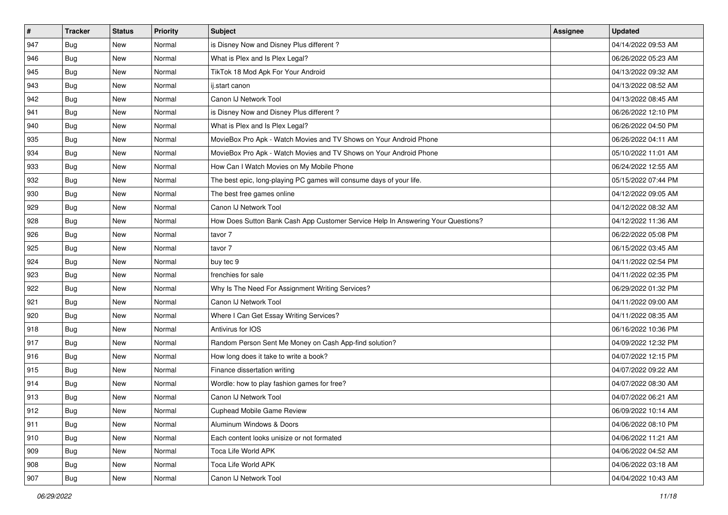| # | Tracker | Status | Priority | Subject | Assignee | Updated |
|---|---|---|---|---|---|---|
| 947 | Bug | New | Normal | is Disney Now and Disney Plus different ? | | 04/14/2022 09:53 AM |
| 946 | Bug | New | Normal | What is Plex and Is Plex Legal? | | 06/26/2022 05:23 AM |
| 945 | Bug | New | Normal | TikTok 18 Mod Apk For Your Android | | 04/13/2022 09:32 AM |
| 943 | Bug | New | Normal | ij.start canon | | 04/13/2022 08:52 AM |
| 942 | Bug | New | Normal | Canon IJ Network Tool | | 04/13/2022 08:45 AM |
| 941 | Bug | New | Normal | is Disney Now and Disney Plus different ? | | 06/26/2022 12:10 PM |
| 940 | Bug | New | Normal | What is Plex and Is Plex Legal? | | 06/26/2022 04:50 PM |
| 935 | Bug | New | Normal | MovieBox Pro Apk - Watch Movies and TV Shows on Your Android Phone | | 06/26/2022 04:11 AM |
| 934 | Bug | New | Normal | MovieBox Pro Apk - Watch Movies and TV Shows on Your Android Phone | | 05/10/2022 11:01 AM |
| 933 | Bug | New | Normal | How Can I Watch Movies on My Mobile Phone | | 06/24/2022 12:55 AM |
| 932 | Bug | New | Normal | The best epic, long-playing PC games will consume days of your life. | | 05/15/2022 07:44 PM |
| 930 | Bug | New | Normal | The best free games online | | 04/12/2022 09:05 AM |
| 929 | Bug | New | Normal | Canon IJ Network Tool | | 04/12/2022 08:32 AM |
| 928 | Bug | New | Normal | How Does Sutton Bank Cash App Customer Service Help In Answering Your Questions? | | 04/12/2022 11:36 AM |
| 926 | Bug | New | Normal | tavor 7 | | 06/22/2022 05:08 PM |
| 925 | Bug | New | Normal | tavor 7 | | 06/15/2022 03:45 AM |
| 924 | Bug | New | Normal | buy tec 9 | | 04/11/2022 02:54 PM |
| 923 | Bug | New | Normal | frenchies for sale | | 04/11/2022 02:35 PM |
| 922 | Bug | New | Normal | Why Is The Need For Assignment Writing Services? | | 06/29/2022 01:32 PM |
| 921 | Bug | New | Normal | Canon IJ Network Tool | | 04/11/2022 09:00 AM |
| 920 | Bug | New | Normal | Where I Can Get Essay Writing Services? | | 04/11/2022 08:35 AM |
| 918 | Bug | New | Normal | Antivirus for IOS | | 06/16/2022 10:36 PM |
| 917 | Bug | New | Normal | Random Person Sent Me Money on Cash App-find solution? | | 04/09/2022 12:32 PM |
| 916 | Bug | New | Normal | How long does it take to write a book? | | 04/07/2022 12:15 PM |
| 915 | Bug | New | Normal | Finance dissertation writing | | 04/07/2022 09:22 AM |
| 914 | Bug | New | Normal | Wordle: how to play fashion games for free? | | 04/07/2022 08:30 AM |
| 913 | Bug | New | Normal | Canon IJ Network Tool | | 04/07/2022 06:21 AM |
| 912 | Bug | New | Normal | Cuphead Mobile Game Review | | 06/09/2022 10:14 AM |
| 911 | Bug | New | Normal | Aluminum Windows & Doors | | 04/06/2022 08:10 PM |
| 910 | Bug | New | Normal | Each content looks unisize or not formated | | 04/06/2022 11:21 AM |
| 909 | Bug | New | Normal | Toca Life World APK | | 04/06/2022 04:52 AM |
| 908 | Bug | New | Normal | Toca Life World APK | | 04/06/2022 03:18 AM |
| 907 | Bug | New | Normal | Canon IJ Network Tool | | 04/04/2022 10:43 AM |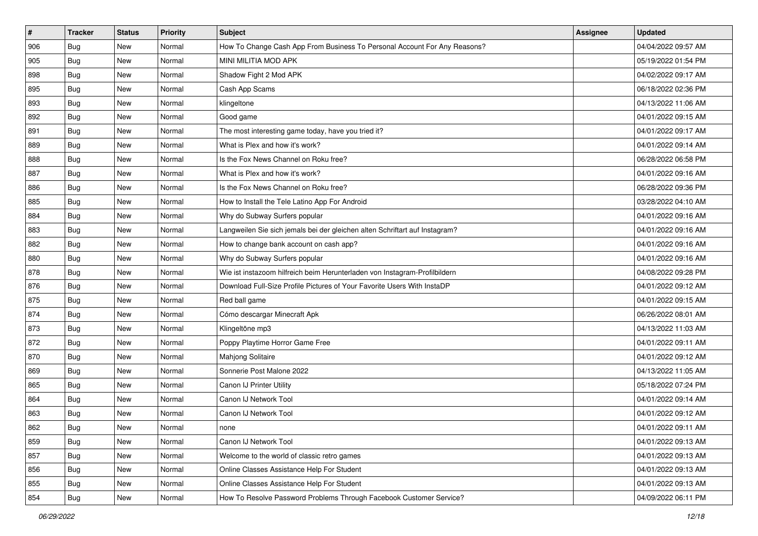| # | Tracker | Status | Priority | Subject | Assignee | Updated |
| --- | --- | --- | --- | --- | --- | --- |
| 906 | Bug | New | Normal | How To Change Cash App From Business To Personal Account For Any Reasons? | | 04/04/2022 09:57 AM |
| 905 | Bug | New | Normal | MINI MILITIA MOD APK | | 05/19/2022 01:54 PM |
| 898 | Bug | New | Normal | Shadow Fight 2 Mod APK | | 04/02/2022 09:17 AM |
| 895 | Bug | New | Normal | Cash App Scams | | 06/18/2022 02:36 PM |
| 893 | Bug | New | Normal | klingeltone | | 04/13/2022 11:06 AM |
| 892 | Bug | New | Normal | Good game | | 04/01/2022 09:15 AM |
| 891 | Bug | New | Normal | The most interesting game today, have you tried it? | | 04/01/2022 09:17 AM |
| 889 | Bug | New | Normal | What is Plex and how it's work? | | 04/01/2022 09:14 AM |
| 888 | Bug | New | Normal | Is the Fox News Channel on Roku free? | | 06/28/2022 06:58 PM |
| 887 | Bug | New | Normal | What is Plex and how it's work? | | 04/01/2022 09:16 AM |
| 886 | Bug | New | Normal | Is the Fox News Channel on Roku free? | | 06/28/2022 09:36 PM |
| 885 | Bug | New | Normal | How to Install the Tele Latino App For Android | | 03/28/2022 04:10 AM |
| 884 | Bug | New | Normal | Why do Subway Surfers popular | | 04/01/2022 09:16 AM |
| 883 | Bug | New | Normal | Langweilen Sie sich jemals bei der gleichen alten Schriftart auf Instagram? | | 04/01/2022 09:16 AM |
| 882 | Bug | New | Normal | How to change bank account on cash app? | | 04/01/2022 09:16 AM |
| 880 | Bug | New | Normal | Why do Subway Surfers popular | | 04/01/2022 09:16 AM |
| 878 | Bug | New | Normal | Wie ist instazoom hilfreich beim Herunterladen von Instagram-Profilbildern | | 04/08/2022 09:28 PM |
| 876 | Bug | New | Normal | Download Full-Size Profile Pictures of Your Favorite Users With InstaDP | | 04/01/2022 09:12 AM |
| 875 | Bug | New | Normal | Red ball game | | 04/01/2022 09:15 AM |
| 874 | Bug | New | Normal | Cómo descargar Minecraft Apk | | 06/26/2022 08:01 AM |
| 873 | Bug | New | Normal | Klingeltöne mp3 | | 04/13/2022 11:03 AM |
| 872 | Bug | New | Normal | Poppy Playtime Horror Game Free | | 04/01/2022 09:11 AM |
| 870 | Bug | New | Normal | Mahjong Solitaire | | 04/01/2022 09:12 AM |
| 869 | Bug | New | Normal | Sonnerie Post Malone 2022 | | 04/13/2022 11:05 AM |
| 865 | Bug | New | Normal | Canon IJ Printer Utility | | 05/18/2022 07:24 PM |
| 864 | Bug | New | Normal | Canon IJ Network Tool | | 04/01/2022 09:14 AM |
| 863 | Bug | New | Normal | Canon IJ Network Tool | | 04/01/2022 09:12 AM |
| 862 | Bug | New | Normal | none | | 04/01/2022 09:11 AM |
| 859 | Bug | New | Normal | Canon IJ Network Tool | | 04/01/2022 09:13 AM |
| 857 | Bug | New | Normal | Welcome to the world of classic retro games | | 04/01/2022 09:13 AM |
| 856 | Bug | New | Normal | Online Classes Assistance Help For Student | | 04/01/2022 09:13 AM |
| 855 | Bug | New | Normal | Online Classes Assistance Help For Student | | 04/01/2022 09:13 AM |
| 854 | Bug | New | Normal | How To Resolve Password Problems Through Facebook Customer Service? | | 04/09/2022 06:11 PM |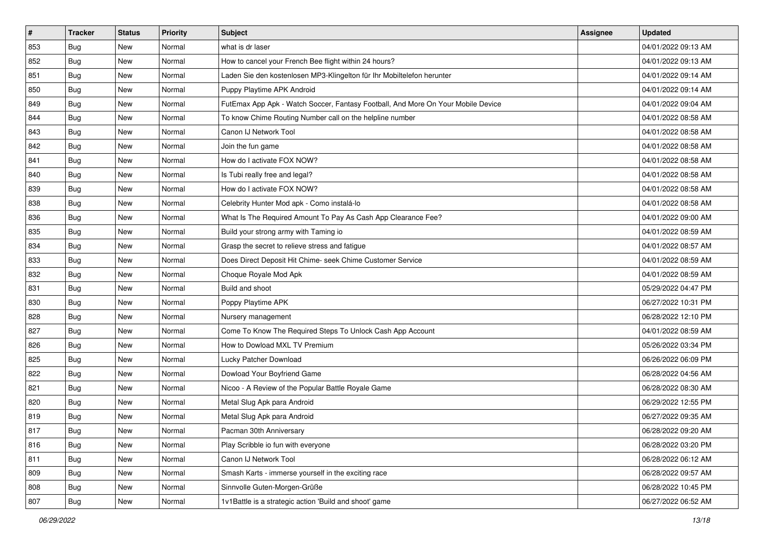| # | Tracker | Status | Priority | Subject | Assignee | Updated |
|---|---|---|---|---|---|---|
| 853 | Bug | New | Normal | what is dr laser | | 04/01/2022 09:13 AM |
| 852 | Bug | New | Normal | How to cancel your French Bee flight within 24 hours? | | 04/01/2022 09:13 AM |
| 851 | Bug | New | Normal | Laden Sie den kostenlosen MP3-Klingelton für Ihr Mobiltelefon herunter | | 04/01/2022 09:14 AM |
| 850 | Bug | New | Normal | Puppy Playtime APK Android | | 04/01/2022 09:14 AM |
| 849 | Bug | New | Normal | FutEmax App Apk - Watch Soccer, Fantasy Football, And More On Your Mobile Device | | 04/01/2022 09:04 AM |
| 844 | Bug | New | Normal | To know Chime Routing Number call on the helpline number | | 04/01/2022 08:58 AM |
| 843 | Bug | New | Normal | Canon IJ Network Tool | | 04/01/2022 08:58 AM |
| 842 | Bug | New | Normal | Join the fun game | | 04/01/2022 08:58 AM |
| 841 | Bug | New | Normal | How do I activate FOX NOW? | | 04/01/2022 08:58 AM |
| 840 | Bug | New | Normal | Is Tubi really free and legal? | | 04/01/2022 08:58 AM |
| 839 | Bug | New | Normal | How do I activate FOX NOW? | | 04/01/2022 08:58 AM |
| 838 | Bug | New | Normal | Celebrity Hunter Mod apk - Como instalá-lo | | 04/01/2022 08:58 AM |
| 836 | Bug | New | Normal | What Is The Required Amount To Pay As Cash App Clearance Fee? | | 04/01/2022 09:00 AM |
| 835 | Bug | New | Normal | Build your strong army with Taming io | | 04/01/2022 08:59 AM |
| 834 | Bug | New | Normal | Grasp the secret to relieve stress and fatigue | | 04/01/2022 08:57 AM |
| 833 | Bug | New | Normal | Does Direct Deposit Hit Chime- seek Chime Customer Service | | 04/01/2022 08:59 AM |
| 832 | Bug | New | Normal | Choque Royale Mod Apk | | 04/01/2022 08:59 AM |
| 831 | Bug | New | Normal | Build and shoot | | 05/29/2022 04:47 PM |
| 830 | Bug | New | Normal | Poppy Playtime APK | | 06/27/2022 10:31 PM |
| 828 | Bug | New | Normal | Nursery management | | 06/28/2022 12:10 PM |
| 827 | Bug | New | Normal | Come To Know The Required Steps To Unlock Cash App Account | | 04/01/2022 08:59 AM |
| 826 | Bug | New | Normal | How to Dowload MXL TV Premium | | 05/26/2022 03:34 PM |
| 825 | Bug | New | Normal | Lucky Patcher Download | | 06/26/2022 06:09 PM |
| 822 | Bug | New | Normal | Dowload Your Boyfriend Game | | 06/28/2022 04:56 AM |
| 821 | Bug | New | Normal | Nicoo - A Review of the Popular Battle Royale Game | | 06/28/2022 08:30 AM |
| 820 | Bug | New | Normal | Metal Slug Apk para Android | | 06/29/2022 12:55 PM |
| 819 | Bug | New | Normal | Metal Slug Apk para Android | | 06/27/2022 09:35 AM |
| 817 | Bug | New | Normal | Pacman 30th Anniversary | | 06/28/2022 09:20 AM |
| 816 | Bug | New | Normal | Play Scribble io fun with everyone | | 06/28/2022 03:20 PM |
| 811 | Bug | New | Normal | Canon IJ Network Tool | | 06/28/2022 06:12 AM |
| 809 | Bug | New | Normal | Smash Karts - immerse yourself in the exciting race | | 06/28/2022 09:57 AM |
| 808 | Bug | New | Normal | Sinnvolle Guten-Morgen-Grüße | | 06/28/2022 10:45 PM |
| 807 | Bug | New | Normal | 1v1Battle is a strategic action 'Build and shoot' game | | 06/27/2022 06:52 AM |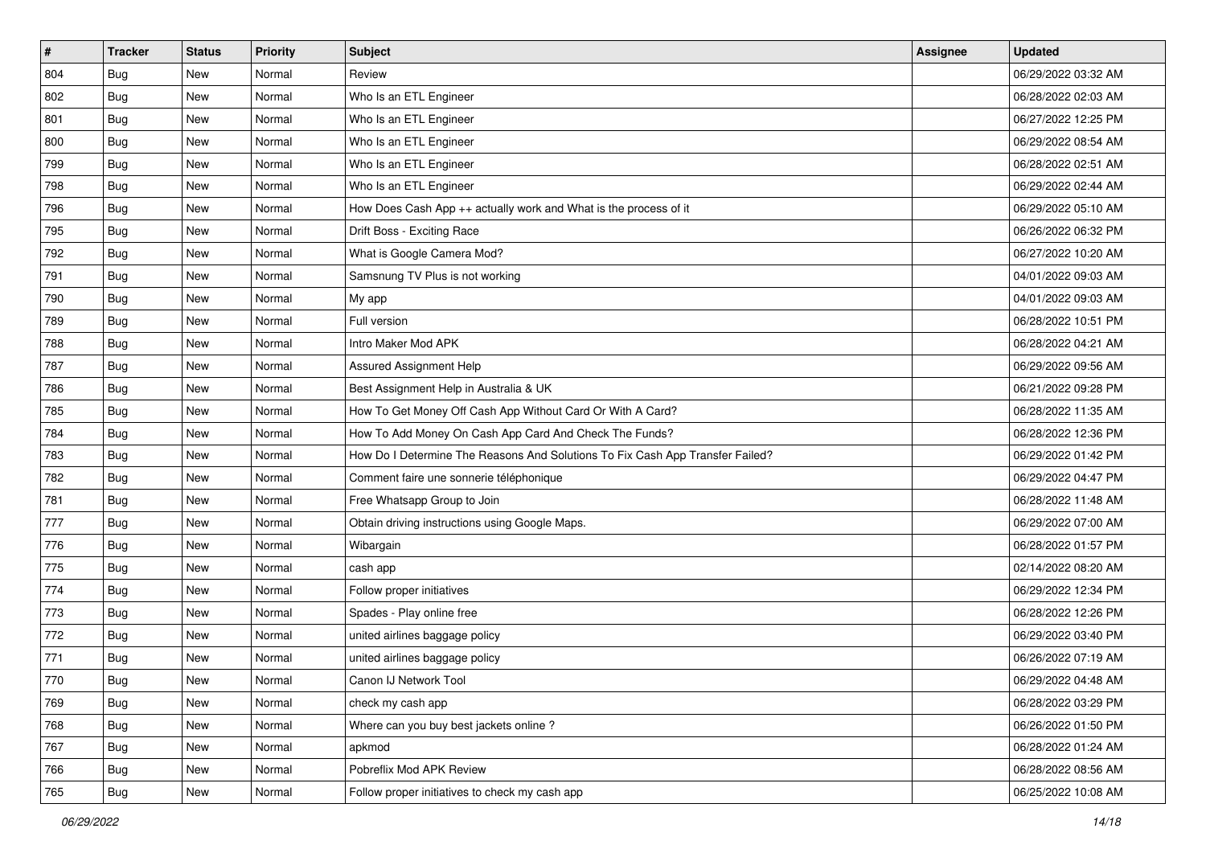| # | Tracker | Status | Priority | Subject | Assignee | Updated |
|---|---|---|---|---|---|---|
| 804 | Bug | New | Normal | Review | | 06/29/2022 03:32 AM |
| 802 | Bug | New | Normal | Who Is an ETL Engineer | | 06/28/2022 02:03 AM |
| 801 | Bug | New | Normal | Who Is an ETL Engineer | | 06/27/2022 12:25 PM |
| 800 | Bug | New | Normal | Who Is an ETL Engineer | | 06/29/2022 08:54 AM |
| 799 | Bug | New | Normal | Who Is an ETL Engineer | | 06/28/2022 02:51 AM |
| 798 | Bug | New | Normal | Who Is an ETL Engineer | | 06/29/2022 02:44 AM |
| 796 | Bug | New | Normal | How Does Cash App ++ actually work and What is the process of it | | 06/29/2022 05:10 AM |
| 795 | Bug | New | Normal | Drift Boss - Exciting Race | | 06/26/2022 06:32 PM |
| 792 | Bug | New | Normal | What is Google Camera Mod? | | 06/27/2022 10:20 AM |
| 791 | Bug | New | Normal | Samsnung TV Plus is not working | | 04/01/2022 09:03 AM |
| 790 | Bug | New | Normal | My app | | 04/01/2022 09:03 AM |
| 789 | Bug | New | Normal | Full version | | 06/28/2022 10:51 PM |
| 788 | Bug | New | Normal | Intro Maker Mod APK | | 06/28/2022 04:21 AM |
| 787 | Bug | New | Normal | Assured Assignment Help | | 06/29/2022 09:56 AM |
| 786 | Bug | New | Normal | Best Assignment Help in Australia & UK | | 06/21/2022 09:28 PM |
| 785 | Bug | New | Normal | How To Get Money Off Cash App Without Card Or With A Card? | | 06/28/2022 11:35 AM |
| 784 | Bug | New | Normal | How To Add Money On Cash App Card And Check The Funds? | | 06/28/2022 12:36 PM |
| 783 | Bug | New | Normal | How Do I Determine The Reasons And Solutions To Fix Cash App Transfer Failed? | | 06/29/2022 01:42 PM |
| 782 | Bug | New | Normal | Comment faire une sonnerie téléphonique | | 06/29/2022 04:47 PM |
| 781 | Bug | New | Normal | Free Whatsapp Group to Join | | 06/28/2022 11:48 AM |
| 777 | Bug | New | Normal | Obtain driving instructions using Google Maps. | | 06/29/2022 07:00 AM |
| 776 | Bug | New | Normal | Wibargain | | 06/28/2022 01:57 PM |
| 775 | Bug | New | Normal | cash app | | 02/14/2022 08:20 AM |
| 774 | Bug | New | Normal | Follow proper initiatives | | 06/29/2022 12:34 PM |
| 773 | Bug | New | Normal | Spades - Play online free | | 06/28/2022 12:26 PM |
| 772 | Bug | New | Normal | united airlines baggage policy | | 06/29/2022 03:40 PM |
| 771 | Bug | New | Normal | united airlines baggage policy | | 06/26/2022 07:19 AM |
| 770 | Bug | New | Normal | Canon IJ Network Tool | | 06/29/2022 04:48 AM |
| 769 | Bug | New | Normal | check my cash app | | 06/28/2022 03:29 PM |
| 768 | Bug | New | Normal | Where can you buy best jackets online ? | | 06/26/2022 01:50 PM |
| 767 | Bug | New | Normal | apkmod | | 06/28/2022 01:24 AM |
| 766 | Bug | New | Normal | Pobreflix Mod APK Review | | 06/28/2022 08:56 AM |
| 765 | Bug | New | Normal | Follow proper initiatives to check my cash app | | 06/25/2022 10:08 AM |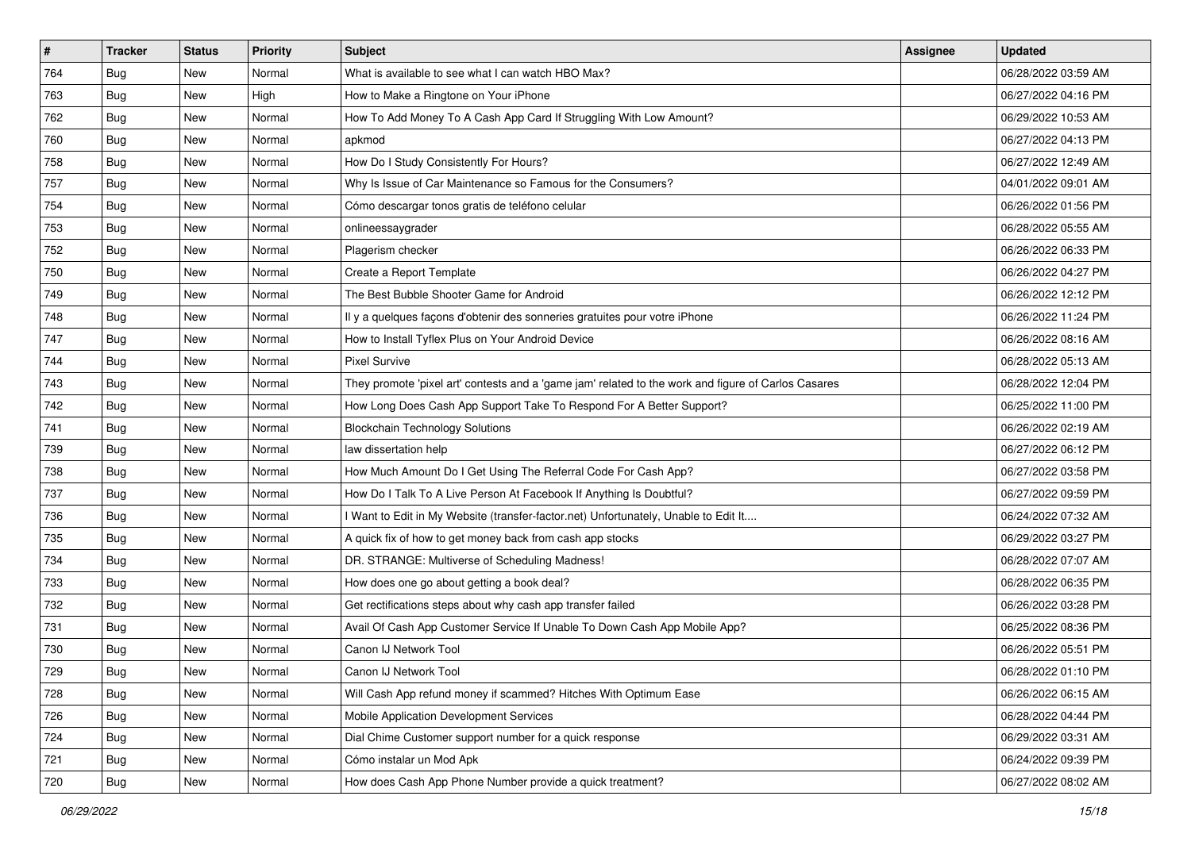| # | Tracker | Status | Priority | Subject | Assignee | Updated |
|---|---|---|---|---|---|---|
| 764 | Bug | New | Normal | What is available to see what I can watch HBO Max? | | 06/28/2022 03:59 AM |
| 763 | Bug | New | High | How to Make a Ringtone on Your iPhone | | 06/27/2022 04:16 PM |
| 762 | Bug | New | Normal | How To Add Money To A Cash App Card If Struggling With Low Amount? | | 06/29/2022 10:53 AM |
| 760 | Bug | New | Normal | apkmod | | 06/27/2022 04:13 PM |
| 758 | Bug | New | Normal | How Do I Study Consistently For Hours? | | 06/27/2022 12:49 AM |
| 757 | Bug | New | Normal | Why Is Issue of Car Maintenance so Famous for the Consumers? | | 04/01/2022 09:01 AM |
| 754 | Bug | New | Normal | Cómo descargar tonos gratis de teléfono celular | | 06/26/2022 01:56 PM |
| 753 | Bug | New | Normal | onlineessaygrader | | 06/28/2022 05:55 AM |
| 752 | Bug | New | Normal | Plagerism checker | | 06/26/2022 06:33 PM |
| 750 | Bug | New | Normal | Create a Report Template | | 06/26/2022 04:27 PM |
| 749 | Bug | New | Normal | The Best Bubble Shooter Game for Android | | 06/26/2022 12:12 PM |
| 748 | Bug | New | Normal | Il y a quelques façons d'obtenir des sonneries gratuites pour votre iPhone | | 06/26/2022 11:24 PM |
| 747 | Bug | New | Normal | How to Install Tyflex Plus on Your Android Device | | 06/26/2022 08:16 AM |
| 744 | Bug | New | Normal | Pixel Survive | | 06/28/2022 05:13 AM |
| 743 | Bug | New | Normal | They promote 'pixel art' contests and a 'game jam' related to the work and figure of Carlos Casares | | 06/28/2022 12:04 PM |
| 742 | Bug | New | Normal | How Long Does Cash App Support Take To Respond For A Better Support? | | 06/25/2022 11:00 PM |
| 741 | Bug | New | Normal | Blockchain Technology Solutions | | 06/26/2022 02:19 AM |
| 739 | Bug | New | Normal | law dissertation help | | 06/27/2022 06:12 PM |
| 738 | Bug | New | Normal | How Much Amount Do I Get Using The Referral Code For Cash App? | | 06/27/2022 03:58 PM |
| 737 | Bug | New | Normal | How Do I Talk To A Live Person At Facebook If Anything Is Doubtful? | | 06/27/2022 09:59 PM |
| 736 | Bug | New | Normal | I Want to Edit in My Website (transfer-factor.net) Unfortunately, Unable to Edit It.... | | 06/24/2022 07:32 AM |
| 735 | Bug | New | Normal | A quick fix of how to get money back from cash app stocks | | 06/29/2022 03:27 PM |
| 734 | Bug | New | Normal | DR. STRANGE: Multiverse of Scheduling Madness! | | 06/28/2022 07:07 AM |
| 733 | Bug | New | Normal | How does one go about getting a book deal? | | 06/28/2022 06:35 PM |
| 732 | Bug | New | Normal | Get rectifications steps about why cash app transfer failed | | 06/26/2022 03:28 PM |
| 731 | Bug | New | Normal | Avail Of Cash App Customer Service If Unable To Down Cash App Mobile App? | | 06/25/2022 08:36 PM |
| 730 | Bug | New | Normal | Canon IJ Network Tool | | 06/26/2022 05:51 PM |
| 729 | Bug | New | Normal | Canon IJ Network Tool | | 06/28/2022 01:10 PM |
| 728 | Bug | New | Normal | Will Cash App refund money if scammed? Hitches With Optimum Ease | | 06/26/2022 06:15 AM |
| 726 | Bug | New | Normal | Mobile Application Development Services | | 06/28/2022 04:44 PM |
| 724 | Bug | New | Normal | Dial Chime Customer support number for a quick response | | 06/29/2022 03:31 AM |
| 721 | Bug | New | Normal | Cómo instalar un Mod Apk | | 06/24/2022 09:39 PM |
| 720 | Bug | New | Normal | How does Cash App Phone Number provide a quick treatment? | | 06/27/2022 08:02 AM |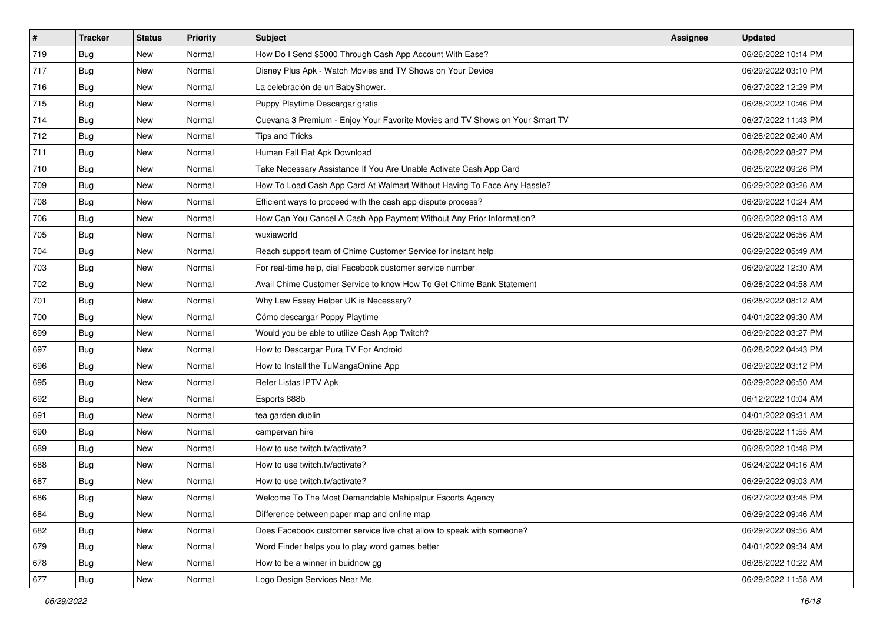| # | Tracker | Status | Priority | Subject | Assignee | Updated |
|---|---|---|---|---|---|---|
| 719 | Bug | New | Normal | How Do I Send $5000 Through Cash App Account With Ease? | | 06/26/2022 10:14 PM |
| 717 | Bug | New | Normal | Disney Plus Apk - Watch Movies and TV Shows on Your Device | | 06/29/2022 03:10 PM |
| 716 | Bug | New | Normal | La celebración de un BabyShower. | | 06/27/2022 12:29 PM |
| 715 | Bug | New | Normal | Puppy Playtime Descargar gratis | | 06/28/2022 10:46 PM |
| 714 | Bug | New | Normal | Cuevana 3 Premium - Enjoy Your Favorite Movies and TV Shows on Your Smart TV | | 06/27/2022 11:43 PM |
| 712 | Bug | New | Normal | Tips and Tricks | | 06/28/2022 02:40 AM |
| 711 | Bug | New | Normal | Human Fall Flat Apk Download | | 06/28/2022 08:27 PM |
| 710 | Bug | New | Normal | Take Necessary Assistance If You Are Unable Activate Cash App Card | | 06/25/2022 09:26 PM |
| 709 | Bug | New | Normal | How To Load Cash App Card At Walmart Without Having To Face Any Hassle? | | 06/29/2022 03:26 AM |
| 708 | Bug | New | Normal | Efficient ways to proceed with the cash app dispute process? | | 06/29/2022 10:24 AM |
| 706 | Bug | New | Normal | How Can You Cancel A Cash App Payment Without Any Prior Information? | | 06/26/2022 09:13 AM |
| 705 | Bug | New | Normal | wuxiaworld | | 06/28/2022 06:56 AM |
| 704 | Bug | New | Normal | Reach support team of Chime Customer Service for instant help | | 06/29/2022 05:49 AM |
| 703 | Bug | New | Normal | For real-time help, dial Facebook customer service number | | 06/29/2022 12:30 AM |
| 702 | Bug | New | Normal | Avail Chime Customer Service to know How To Get Chime Bank Statement | | 06/28/2022 04:58 AM |
| 701 | Bug | New | Normal | Why Law Essay Helper UK is Necessary? | | 06/28/2022 08:12 AM |
| 700 | Bug | New | Normal | Cómo descargar Poppy Playtime | | 04/01/2022 09:30 AM |
| 699 | Bug | New | Normal | Would you be able to utilize Cash App Twitch? | | 06/29/2022 03:27 PM |
| 697 | Bug | New | Normal | How to Descargar Pura TV For Android | | 06/28/2022 04:43 PM |
| 696 | Bug | New | Normal | How to Install the TuMangaOnline App | | 06/29/2022 03:12 PM |
| 695 | Bug | New | Normal | Refer Listas IPTV Apk | | 06/29/2022 06:50 AM |
| 692 | Bug | New | Normal | Esports 888b | | 06/12/2022 10:04 AM |
| 691 | Bug | New | Normal | tea garden dublin | | 04/01/2022 09:31 AM |
| 690 | Bug | New | Normal | campervan hire | | 06/28/2022 11:55 AM |
| 689 | Bug | New | Normal | How to use twitch.tv/activate? | | 06/28/2022 10:48 PM |
| 688 | Bug | New | Normal | How to use twitch.tv/activate? | | 06/24/2022 04:16 AM |
| 687 | Bug | New | Normal | How to use twitch.tv/activate? | | 06/29/2022 09:03 AM |
| 686 | Bug | New | Normal | Welcome To The Most Demandable Mahipalpur Escorts Agency | | 06/27/2022 03:45 PM |
| 684 | Bug | New | Normal | Difference between paper map and online map | | 06/29/2022 09:46 AM |
| 682 | Bug | New | Normal | Does Facebook customer service live chat allow to speak with someone? | | 06/29/2022 09:56 AM |
| 679 | Bug | New | Normal | Word Finder helps you to play word games better | | 04/01/2022 09:34 AM |
| 678 | Bug | New | Normal | How to be a winner in buidnow gg | | 06/28/2022 10:22 AM |
| 677 | Bug | New | Normal | Logo Design Services Near Me | | 06/29/2022 11:58 AM |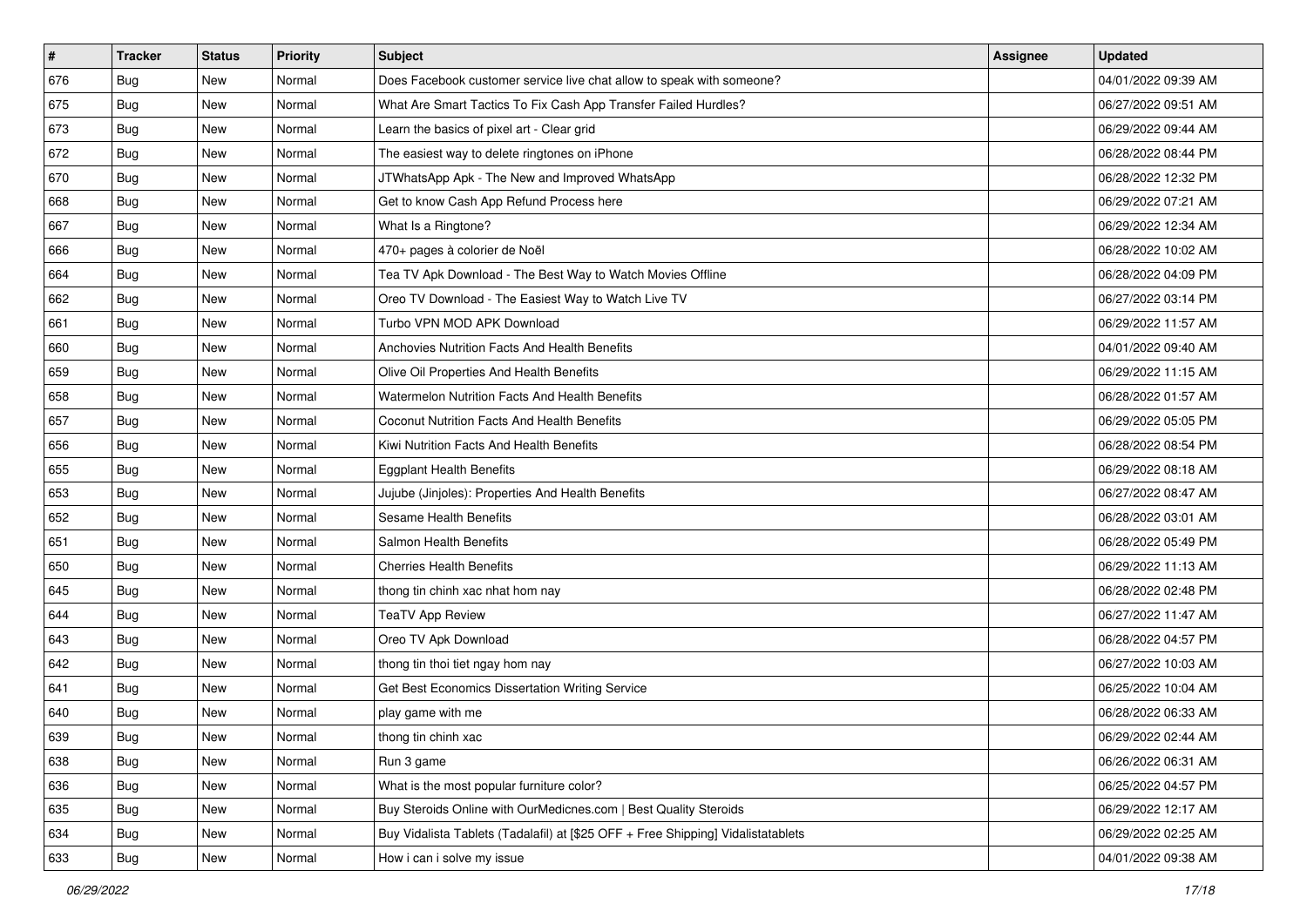| # | Tracker | Status | Priority | Subject | Assignee | Updated |
|---|---|---|---|---|---|---|
| 676 | Bug | New | Normal | Does Facebook customer service live chat allow to speak with someone? | | 04/01/2022 09:39 AM |
| 675 | Bug | New | Normal | What Are Smart Tactics To Fix Cash App Transfer Failed Hurdles? | | 06/27/2022 09:51 AM |
| 673 | Bug | New | Normal | Learn the basics of pixel art - Clear grid | | 06/29/2022 09:44 AM |
| 672 | Bug | New | Normal | The easiest way to delete ringtones on iPhone | | 06/28/2022 08:44 PM |
| 670 | Bug | New | Normal | JTWhatsApp Apk - The New and Improved WhatsApp | | 06/28/2022 12:32 PM |
| 668 | Bug | New | Normal | Get to know Cash App Refund Process here | | 06/29/2022 07:21 AM |
| 667 | Bug | New | Normal | What Is a Ringtone? | | 06/29/2022 12:34 AM |
| 666 | Bug | New | Normal | 470+ pages à colorier de Noël | | 06/28/2022 10:02 AM |
| 664 | Bug | New | Normal | Tea TV Apk Download - The Best Way to Watch Movies Offline | | 06/28/2022 04:09 PM |
| 662 | Bug | New | Normal | Oreo TV Download - The Easiest Way to Watch Live TV | | 06/27/2022 03:14 PM |
| 661 | Bug | New | Normal | Turbo VPN MOD APK Download | | 06/29/2022 11:57 AM |
| 660 | Bug | New | Normal | Anchovies Nutrition Facts And Health Benefits | | 04/01/2022 09:40 AM |
| 659 | Bug | New | Normal | Olive Oil Properties And Health Benefits | | 06/29/2022 11:15 AM |
| 658 | Bug | New | Normal | Watermelon Nutrition Facts And Health Benefits | | 06/28/2022 01:57 AM |
| 657 | Bug | New | Normal | Coconut Nutrition Facts And Health Benefits | | 06/29/2022 05:05 PM |
| 656 | Bug | New | Normal | Kiwi Nutrition Facts And Health Benefits | | 06/28/2022 08:54 PM |
| 655 | Bug | New | Normal | Eggplant Health Benefits | | 06/29/2022 08:18 AM |
| 653 | Bug | New | Normal | Jujube (Jinjoles): Properties And Health Benefits | | 06/27/2022 08:47 AM |
| 652 | Bug | New | Normal | Sesame Health Benefits | | 06/28/2022 03:01 AM |
| 651 | Bug | New | Normal | Salmon Health Benefits | | 06/28/2022 05:49 PM |
| 650 | Bug | New | Normal | Cherries Health Benefits | | 06/29/2022 11:13 AM |
| 645 | Bug | New | Normal | thong tin chinh xac nhat hom nay | | 06/28/2022 02:48 PM |
| 644 | Bug | New | Normal | TeaTV App Review | | 06/27/2022 11:47 AM |
| 643 | Bug | New | Normal | Oreo TV Apk Download | | 06/28/2022 04:57 PM |
| 642 | Bug | New | Normal | thong tin thoi tiet ngay hom nay | | 06/27/2022 10:03 AM |
| 641 | Bug | New | Normal | Get Best Economics Dissertation Writing Service | | 06/25/2022 10:04 AM |
| 640 | Bug | New | Normal | play game with me | | 06/28/2022 06:33 AM |
| 639 | Bug | New | Normal | thong tin chinh xac | | 06/29/2022 02:44 AM |
| 638 | Bug | New | Normal | Run 3 game | | 06/26/2022 06:31 AM |
| 636 | Bug | New | Normal | What is the most popular furniture color? | | 06/25/2022 04:57 PM |
| 635 | Bug | New | Normal | Buy Steroids Online with OurMedicnes.com \| Best Quality Steroids | | 06/29/2022 12:17 AM |
| 634 | Bug | New | Normal | Buy Vidalista Tablets (Tadalafil) at [$25 OFF + Free Shipping] Vidalistatablets | | 06/29/2022 02:25 AM |
| 633 | Bug | New | Normal | How i can i solve my issue | | 04/01/2022 09:38 AM |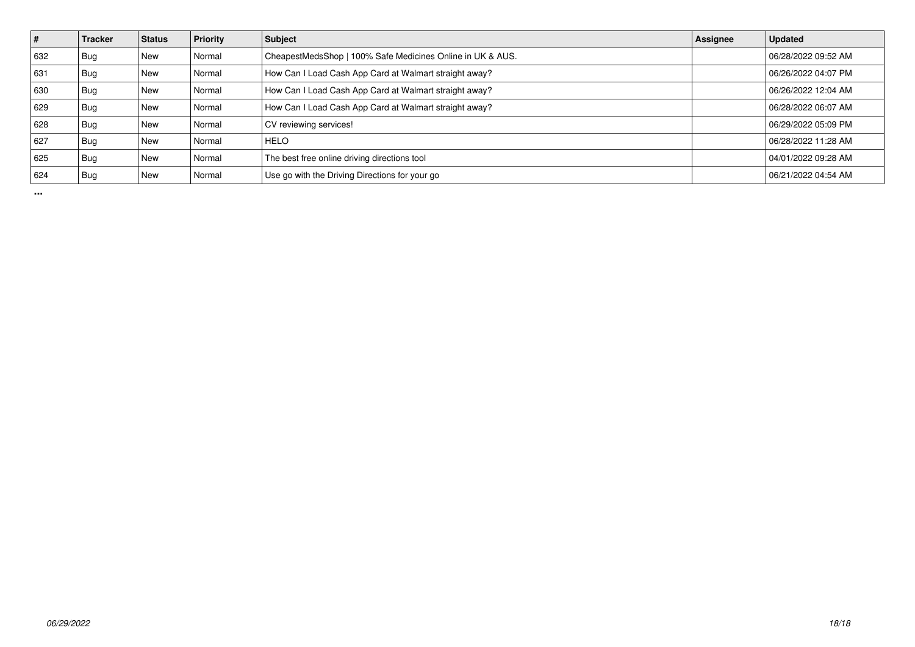| # | Tracker | Status | Priority | Subject | Assignee | Updated |
|---|---|---|---|---|---|---|
| 632 | Bug | New | Normal | CheapestMedsShop \| 100% Safe Medicines Online in UK & AUS. | | 06/28/2022 09:52 AM |
| 631 | Bug | New | Normal | How Can I Load Cash App Card at Walmart straight away? | | 06/26/2022 04:07 PM |
| 630 | Bug | New | Normal | How Can I Load Cash App Card at Walmart straight away? | | 06/26/2022 12:04 AM |
| 629 | Bug | New | Normal | How Can I Load Cash App Card at Walmart straight away? | | 06/28/2022 06:07 AM |
| 628 | Bug | New | Normal | CV reviewing services! | | 06/29/2022 05:09 PM |
| 627 | Bug | New | Normal | HELO | | 06/28/2022 11:28 AM |
| 625 | Bug | New | Normal | The best free online driving directions tool | | 04/01/2022 09:28 AM |
| 624 | Bug | New | Normal | Use go with the Driving Directions for your go | | 06/21/2022 04:54 AM |

...